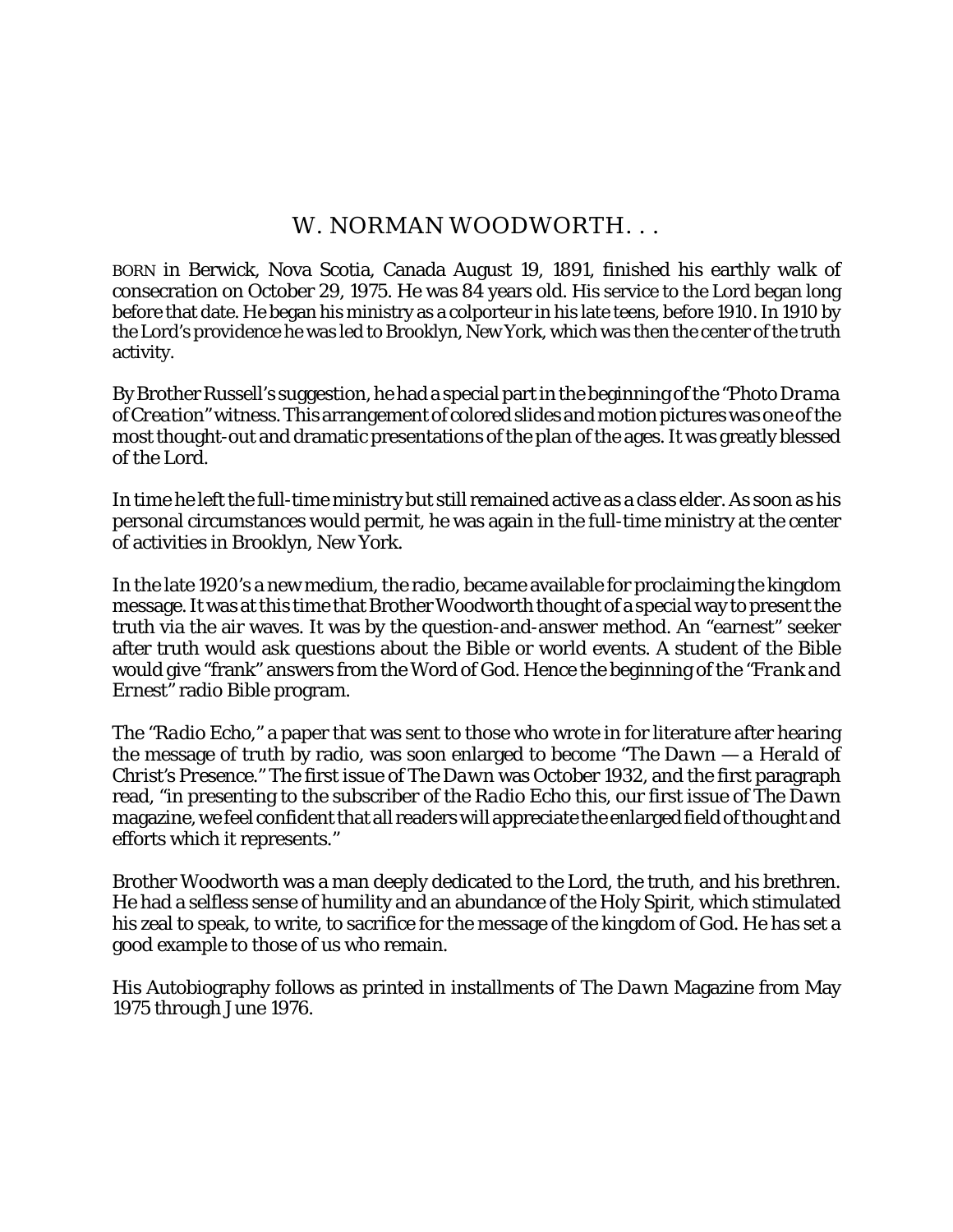# W. NORMAN WOODWORTH. . .

BORN in Berwick, Nova Scotia, Canada August 19, 1891, finished his earthly walk of consecration on October 29, 1975. He was 84 years old. His service to the Lord began long before that date. He began his ministry as a colporteur in his late teens, before 1910. In 1910 by the Lord's providence he was led to Brooklyn, New York, which was then the center of the truth activity.

By Brother Russell's suggestion, he had a special part in the beginning of the "*Photo Drama of Creation*" witness. This arrangement of colored slides and motion pictures was one of the most thought-out and dramatic presentations of the plan of the ages. It was greatly blessed of the Lord.

In time he left the full-time ministry but still remained active as a class elder. As soon as his personal circumstances would permit, he was again in the full-time ministry at the center of activities in Brooklyn, New York.

In the late 1920's a new medium, the radio, became available for proclaiming the kingdom message. It was at this time that Brother Woodworth thought of a special way to present the truth via the air waves. It was by the question-and-answer method. An "earnest" seeker after truth would ask questions about the Bible or world events. A student of the Bible would give "frank" answers from the Word of God. Hence the beginning of the "*Frank and Ernest*" radio Bible program.

The "*Radio Echo*," a paper that was sent to those who wrote in for literature after hearing the message of truth by radio, was soon enlarged to become "*The Dawn — a Herald of Christ's Presence*." The first issue of *The Dawn* was October 1932, and the first paragraph read, "in presenting to the subscriber of the *Radio Echo* this, our first issue of *The Dawn* magazine, we feel confident that all readers will appreciate the enlarged field of thought and efforts which it represents."

Brother Woodworth was a man deeply dedicated to the Lord, the truth, and his brethren. He had a selfless sense of humility and an abundance of the Holy Spirit, which stimulated his zeal to speak, to write, to sacrifice for the message of the kingdom of God. He has set a good example to those of us who remain.

His Autobiography follows as printed in installments of *The Dawn* Magazine from May 1975 through June 1976.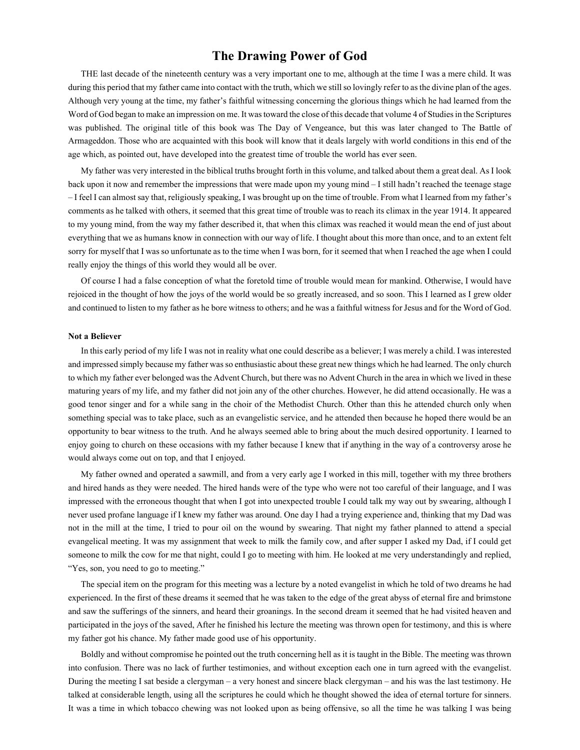# The Drawing Power of God

THE last decade of the nineteenth century was a very important one to me, although at the time I was a mere child. It was during this period that my father came into contact with the truth, which we still so lovingly refer to as the divine plan of the ages. Although very young at the time, my father's faithful witnessing concerning the glorious things which he had learned from the Word of God began to make an impression on me. It was toward the close of this decade that volume 4 of Studies in the Scriptures was published. The original title of this book was The Day of Vengeance, but this was later changed to The Battle of Armageddon. Those who are acquainted with this book will know that it deals largely with world conditions in this end of the age which, as pointed out, have developed into the greatest time of trouble the world has ever seen.

My father was very interested in the biblical truths brought forth in this volume, and talked about them a great deal. As I look back upon it now and remember the impressions that were made upon my young mind – I still hadn't reached the teenage stage – I feel I can almost say that, religiously speaking, I was brought up on the time of trouble. From what I learned from my father's comments as he talked with others, it seemed that this great time of trouble was to reach its climax in the year 1914. It appeared to my young mind, from the way my father described it, that when this climax was reached it would mean the end of just about everything that we as humans know in connection with our way of life. I thought about this more than once, and to an extent felt sorry for myself that I was so unfortunate as to the time when I was born, for it seemed that when I reached the age when I could really enjoy the things of this world they would all be over.

Of course I had a false conception of what the foretold time of trouble would mean for mankind. Otherwise, I would have rejoiced in the thought of how the joys of the world would be so greatly increased, and so soon. This I learned as I grew older and continued to listen to my father as he bore witness to others; and he was a faithful witness for Jesus and for the Word of God.

**Not a Believer**

In this early period of my life I was not in reality what one could describe as a believer; I was merely a child. I was interested and impressed simply because my father was so enthusiastic about these great new things which he had learned. The only church to which my father ever belonged was the Advent Church, but there was no Advent Church in the area in which we lived in these maturing years of my life, and my father did not join any of the other churches. However, he did attend occasionally. He was a good tenor singer and for a while sang in the choir of the Methodist Church. Other than this he attended church only when something special was to take place, such as an evangelistic service, and he attended then because he hoped there would be an opportunity to bear witness to the truth. And he always seemed able to bring about the much desired opportunity. I learned to enjoy going to church on these occasions with my father because I knew that if anything in the way of a controversy arose he would always come out on top, and that I enjoyed.

My father owned and operated a sawmill, and from a very early age I worked in this mill, together with my three brothers and hired hands as they were needed. The hired hands were of the type who were not too careful of their language, and I was impressed with the erroneous thought that when I got into unexpected trouble I could talk my way out by swearing, although I never used profane language if I knew my father was around. One day I had a trying experience and, thinking that my Dad was not in the mill at the time, I tried to pour oil on the wound by swearing. That night my father planned to attend a special evangelical meeting. It was my assignment that week to milk the family cow, and after supper I asked my Dad, if I could get someone to milk the cow for me that night, could I go to meeting with him. He looked at me very understandingly and replied, "Yes, son, you need to go to meeting."

The special item on the program for this meeting was a lecture by a noted evangelist in which he told of two dreams he had experienced. In the first of these dreams it seemed that he was taken to the edge of the great abyss of eternal fire and brimstone and saw the sufferings of the sinners, and heard their groanings. In the second dream it seemed that he had visited heaven and participated in the joys of the saved, After he finished his lecture the meeting was thrown open for testimony, and this is where my father got his chance. My father made good use of his opportunity.

Boldly and without compromise he pointed out the truth concerning hell as it is taught in the Bible. The meeting was thrown into confusion. There was no lack of further testimonies, and without exception each one in turn agreed with the evangelist. During the meeting I sat beside a clergyman – a very honest and sincere black clergyman – and his was the last testimony. He talked at considerable length, using all the scriptures he could which he thought showed the idea of eternal torture for sinners. It was a time in which tobacco chewing was not looked upon as being offensive, so all the time he was talking I was being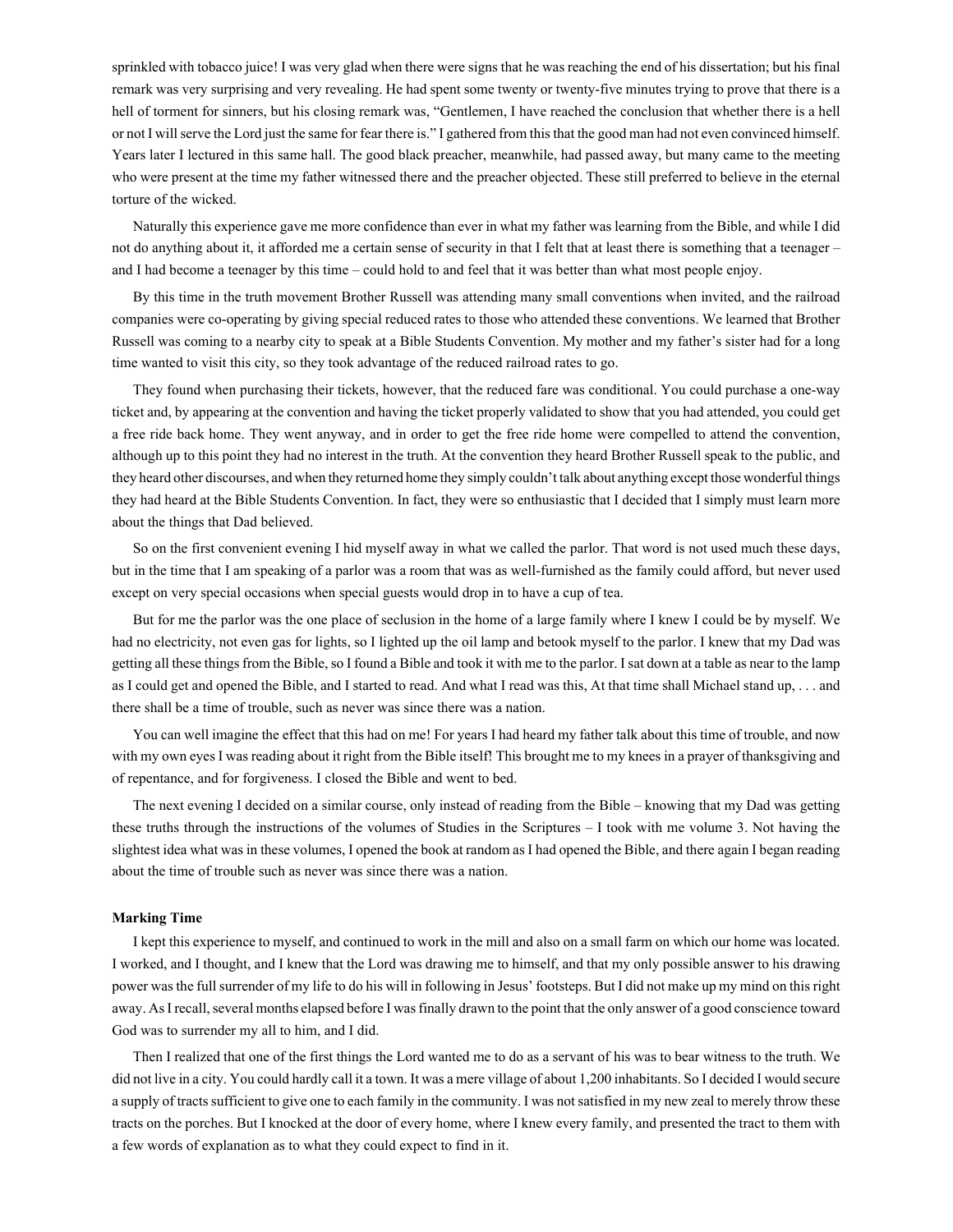sprinkled with tobacco juice! I was very glad when there were signs that he was reaching the end of his dissertation; but his final remark was very surprising and very revealing. He had spent some twenty or twenty-five minutes trying to prove that there is a hell of torment for sinners, but his closing remark was, "Gentlemen, I have reached the conclusion that whether there is a hell or not I will serve the Lord just the same for fear there is." I gathered from this that the good man had not even convinced himself. Years later I lectured in this same hall. The good black preacher, meanwhile, had passed away, but many came to the meeting who were present at the time my father witnessed there and the preacher objected. These still preferred to believe in the eternal torture of the wicked.

Naturally this experience gave me more confidence than ever in what my father was learning from the Bible, and while I did not do anything about it, it afforded me a certain sense of security in that I felt that at least there is something that a teenager – and I had become a teenager by this time – could hold to and feel that it was better than what most people enjoy.

By this time in the truth movement Brother Russell was attending many small conventions when invited, and the railroad companies were co-operating by giving special reduced rates to those who attended these conventions. We learned that Brother Russell was coming to a nearby city to speak at a Bible Students Convention. My mother and my father's sister had for a long time wanted to visit this city, so they took advantage of the reduced railroad rates to go.

They found when purchasing their tickets, however, that the reduced fare was conditional. You could purchase a one-way ticket and, by appearing at the convention and having the ticket properly validated to show that you had attended, you could get a free ride back home. They went anyway, and in order to get the free ride home were compelled to attend the convention, although up to this point they had no interest in the truth. At the convention they heard Brother Russell speak to the public, and they heard other discourses, and when they returned home they simply couldn't talk about anything except those wonderful things they had heard at the Bible Students Convention. In fact, they were so enthusiastic that I decided that I simply must learn more about the things that Dad believed.

So on the first convenient evening I hid myself away in what we called the parlor. That word is not used much these days, but in the time that I am speaking of a parlor was a room that was as well-furnished as the family could afford, but never used except on very special occasions when special guests would drop in to have a cup of tea.

But for me the parlor was the one place of seclusion in the home of a large family where I knew I could be by myself. We had no electricity, not even gas for lights, so I lighted up the oil lamp and betook myself to the parlor. I knew that my Dad was getting all these things from the Bible, so I found a Bible and took it with me to the parlor. I sat down at a table as near to the lamp as I could get and opened the Bible, and I started to read. And what I read was this, At that time shall Michael stand up, . . . and there shall be a time of trouble, such as never was since there was a nation.

You can well imagine the effect that this had on me! For years I had heard my father talk about this time of trouble, and now with my own eyes I was reading about it right from the Bible itself! This brought me to my knees in a prayer of thanksgiving and of repentance, and for forgiveness. I closed the Bible and went to bed.

The next evening I decided on a similar course, only instead of reading from the Bible – knowing that my Dad was getting these truths through the instructions of the volumes of Studies in the Scriptures – I took with me volume 3. Not having the slightest idea what was in these volumes, I opened the book at random as I had opened the Bible, and there again I began reading about the time of trouble such as never was since there was a nation.

**Marking Time**

I kept this experience to myself, and continued to work in the mill and also on a small farm on which our home was located. I worked, and I thought, and I knew that the Lord was drawing me to himself, and that my only possible answer to his drawing power was the full surrender of my life to do his will in following in Jesus' footsteps. But I did not make up my mind on this right away. As I recall, several months elapsed before I was finally drawn to the point that the only answer of a good conscience toward God was to surrender my all to him, and I did.

Then I realized that one of the first things the Lord wanted me to do as a servant of his was to bear witness to the truth. We did not live in a city. You could hardly call it a town. It was a mere village of about 1,200 inhabitants. So I decided I would secure a supply of tracts sufficient to give one to each family in the community. I was not satisfied in my new zeal to merely throw these tracts on the porches. But I knocked at the door of every home, where I knew every family, and presented the tract to them with a few words of explanation as to what they could expect to find in it.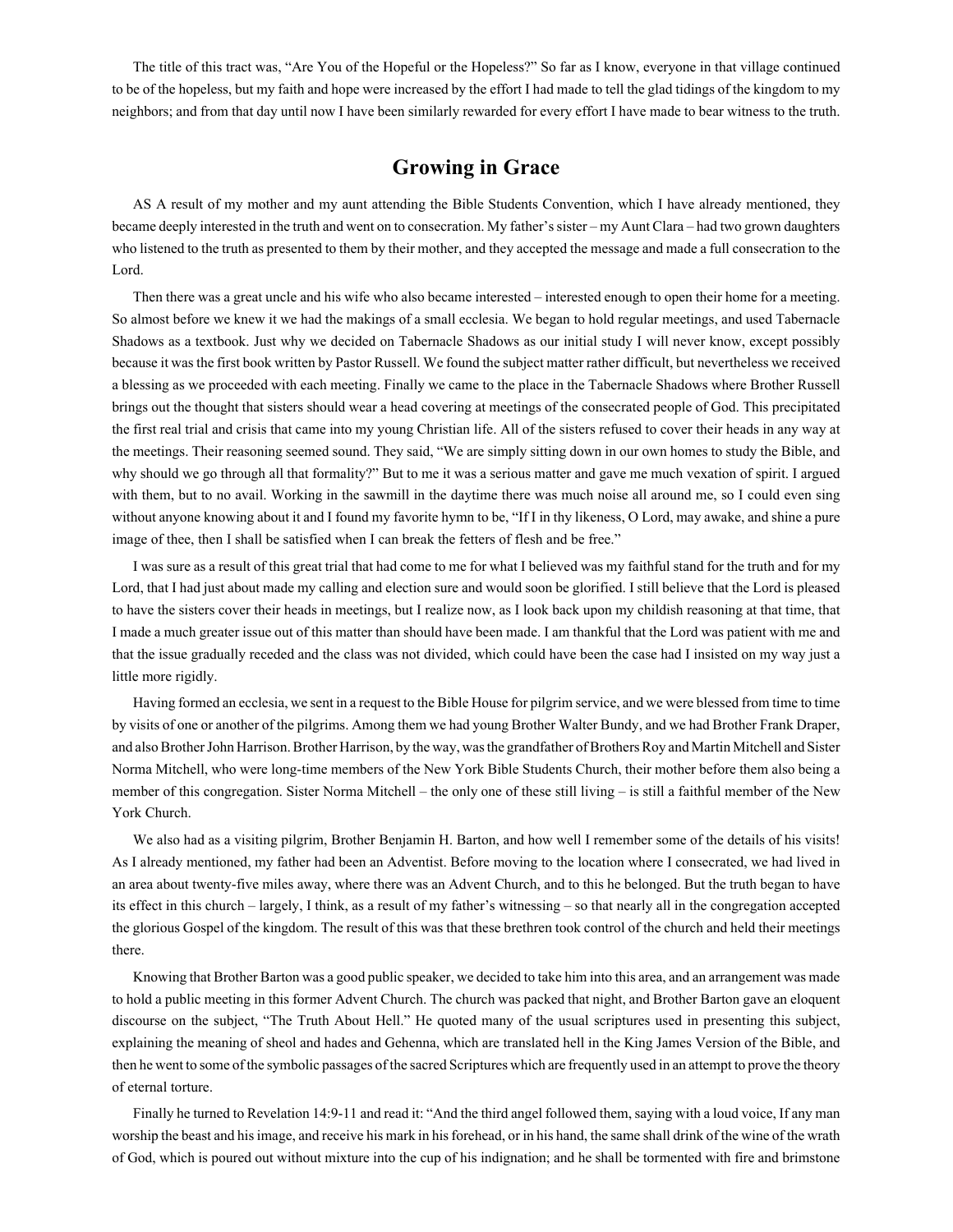The title of this tract was, "Are You of the Hopeful or the Hopeless?" So far as I know, everyone in that village continued to be of the hopeless, but my faith and hope were increased by the effort I had made to tell the glad tidings of the kingdom to my neighbors; and from that day until now I have been similarly rewarded for every effort I have made to bear witness to the truth.

## Growing in Grace

AS A result of my mother and my aunt attending the Bible Students Convention, which I have already mentioned, they became deeply interested in the truth and went on to consecration. My father's sister – my Aunt Clara – had two grown daughters who listened to the truth as presented to them by their mother, and they accepted the message and made a full consecration to the Lord.

Then there was a great uncle and his wife who also became interested – interested enough to open their home for a meeting. So almost before we knew it we had the makings of a small ecclesia. We began to hold regular meetings, and used Tabernacle Shadows as a textbook. Just why we decided on Tabernacle Shadows as our initial study I will never know, except possibly because it was the first book written by Pastor Russell. We found the subject matter rather difficult, but nevertheless we received a blessing as we proceeded with each meeting. Finally we came to the place in the Tabernacle Shadows where Brother Russell brings out the thought that sisters should wear a head covering at meetings of the consecrated people of God. This precipitated the first real trial and crisis that came into my young Christian life. All of the sisters refused to cover their heads in any way at the meetings. Their reasoning seemed sound. They said, "We are simply sitting down in our own homes to study the Bible, and why should we go through all that formality?" But to me it was a serious matter and gave me much vexation of spirit. I argued with them, but to no avail. Working in the sawmill in the daytime there was much noise all around me, so I could even sing without anyone knowing about it and I found my favorite hymn to be, "If I in thy likeness, O Lord, may awake, and shine a pure image of thee, then I shall be satisfied when I can break the fetters of flesh and be free."

I was sure as a result of this great trial that had come to me for what I believed was my faithful stand for the truth and for my Lord, that I had just about made my calling and election sure and would soon be glorified. I still believe that the Lord is pleased to have the sisters cover their heads in meetings, but I realize now, as I look back upon my childish reasoning at that time, that I made a much greater issue out of this matter than should have been made. I am thankful that the Lord was patient with me and that the issue gradually receded and the class was not divided, which could have been the case had I insisted on my way just a little more rigidly.

Having formed an ecclesia, we sent in a request to the Bible House for pilgrim service, and we were blessed from time to time by visits of one or another of the pilgrims. Among them we had young Brother Walter Bundy, and we had Brother Frank Draper, and also Brother John Harrison. Brother Harrison, by the way, was the grandfather of Brothers Roy and Martin Mitchell and Sister Norma Mitchell, who were long-time members of the New York Bible Students Church, their mother before them also being a member of this congregation. Sister Norma Mitchell – the only one of these still living – is still a faithful member of the New York Church.

We also had as a visiting pilgrim, Brother Benjamin H. Barton, and how well I remember some of the details of his visits! As I already mentioned, my father had been an Adventist. Before moving to the location where I consecrated, we had lived in an area about twenty-five miles away, where there was an Advent Church, and to this he belonged. But the truth began to have its effect in this church – largely, I think, as a result of my father's witnessing – so that nearly all in the congregation accepted the glorious Gospel of the kingdom. The result of this was that these brethren took control of the church and held their meetings there.

Knowing that Brother Barton was a good public speaker, we decided to take him into this area, and an arrangement was made to hold a public meeting in this former Advent Church. The church was packed that night, and Brother Barton gave an eloquent discourse on the subject, "The Truth About Hell." He quoted many of the usual scriptures used in presenting this subject, explaining the meaning of sheol and hades and Gehenna, which are translated hell in the King James Version of the Bible, and then he went to some of the symbolic passages of the sacred Scriptures which are frequently used in an attempt to prove the theory of eternal torture.

Finally he turned to Revelation 14:9-11 and read it: "And the third angel followed them, saying with a loud voice, If any man worship the beast and his image, and receive his mark in his forehead, or in his hand, the same shall drink of the wine of the wrath of God, which is poured out without mixture into the cup of his indignation; and he shall be tormented with fire and brimstone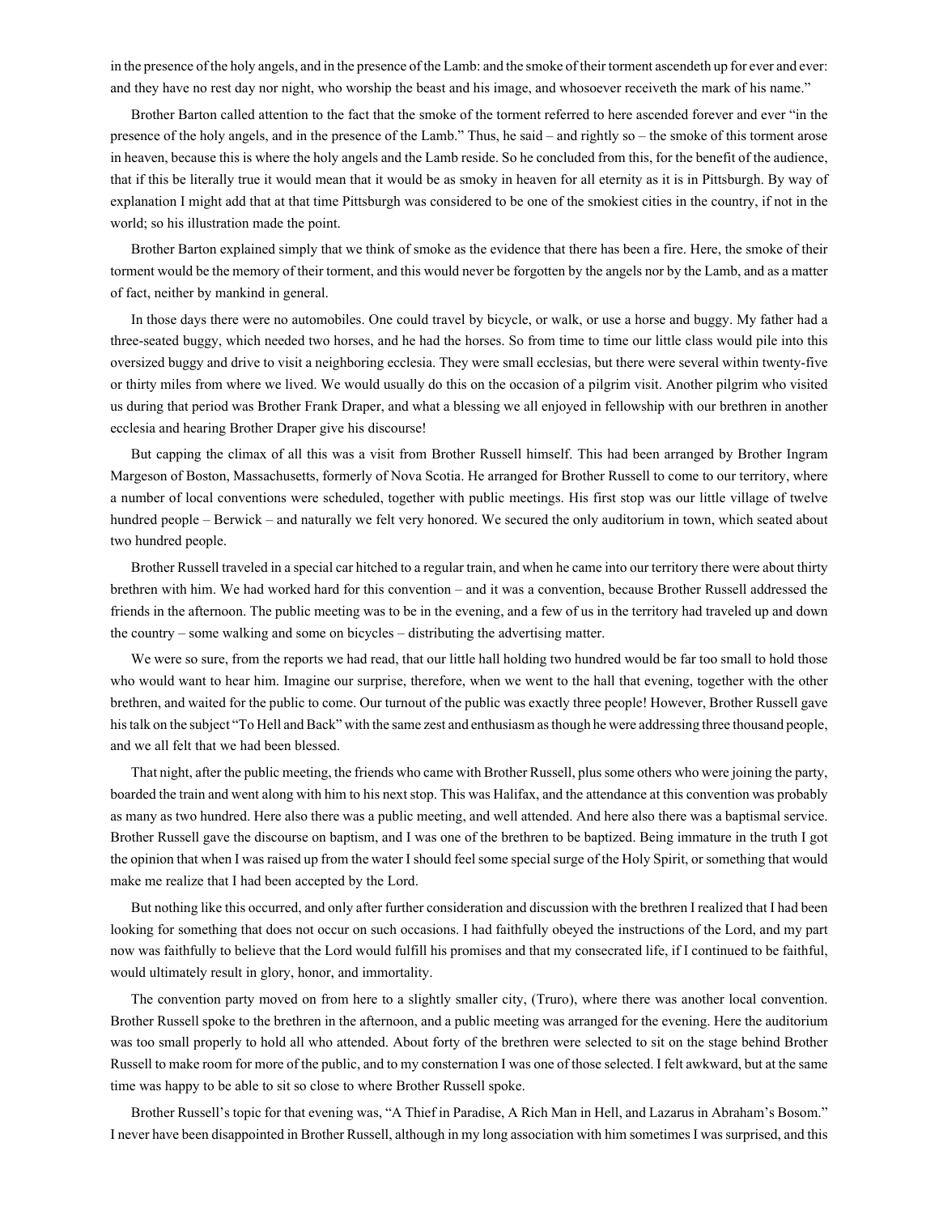in the presence of the holy angels, and in the presence of the Lamb: and the smoke of their torment ascendeth up for ever and ever: and they have no rest day nor night, who worship the beast and his image, and whosoever receiveth the mark of his name."

Brother Barton called attention to the fact that the smoke of the torment referred to here ascended forever and ever "in the presence of the holy angels, and in the presence of the Lamb." Thus, he said – and rightly so – the smoke of this torment arose in heaven, because this is where the holy angels and the Lamb reside. So he concluded from this, for the benefit of the audience, that if this be literally true it would mean that it would be as smoky in heaven for all eternity as it is in Pittsburgh. By way of explanation I might add that at that time Pittsburgh was considered to be one of the smokiest cities in the country, if not in the world; so his illustration made the point.

Brother Barton explained simply that we think of smoke as the evidence that there has been a fire. Here, the smoke of their torment would be the memory of their torment, and this would never be forgotten by the angels nor by the Lamb, and as a matter of fact, neither by mankind in general.

In those days there were no automobiles. One could travel by bicycle, or walk, or use a horse and buggy. My father had a three-seated buggy, which needed two horses, and he had the horses. So from time to time our little class would pile into this oversized buggy and drive to visit a neighboring ecclesia. They were small ecclesias, but there were several within twenty-five or thirty miles from where we lived. We would usually do this on the occasion of a pilgrim visit. Another pilgrim who visited us during that period was Brother Frank Draper, and what a blessing we all enjoyed in fellowship with our brethren in another ecclesia and hearing Brother Draper give his discourse!

But capping the climax of all this was a visit from Brother Russell himself. This had been arranged by Brother Ingram Margeson of Boston, Massachusetts, formerly of Nova Scotia. He arranged for Brother Russell to come to our territory, where a number of local conventions were scheduled, together with public meetings. His first stop was our little village of twelve hundred people – Berwick – and naturally we felt very honored. We secured the only auditorium in town, which seated about two hundred people.

Brother Russell traveled in a special car hitched to a regular train, and when he came into our territory there were about thirty brethren with him. We had worked hard for this convention – and it was a convention, because Brother Russell addressed the friends in the afternoon. The public meeting was to be in the evening, and a few of us in the territory had traveled up and down the country – some walking and some on bicycles – distributing the advertising matter.

We were so sure, from the reports we had read, that our little hall holding two hundred would be far too small to hold those who would want to hear him. Imagine our surprise, therefore, when we went to the hall that evening, together with the other brethren, and waited for the public to come. Our turnout of the public was exactly three people! However, Brother Russell gave his talk on the subject "To Hell and Back" with the same zest and enthusiasm as though he were addressing three thousand people, and we all felt that we had been blessed.

That night, after the public meeting, the friends who came with Brother Russell, plus some others who were joining the party, boarded the train and went along with him to his next stop. This was Halifax, and the attendance at this convention was probably as many as two hundred. Here also there was a public meeting, and well attended. And here also there was a baptismal service. Brother Russell gave the discourse on baptism, and I was one of the brethren to be baptized. Being immature in the truth I got the opinion that when I was raised up from the water I should feel some special surge of the Holy Spirit, or something that would make me realize that I had been accepted by the Lord.

But nothing like this occurred, and only after further consideration and discussion with the brethren I realized that I had been looking for something that does not occur on such occasions. I had faithfully obeyed the instructions of the Lord, and my part now was faithfully to believe that the Lord would fulfill his promises and that my consecrated life, if I continued to be faithful, would ultimately result in glory, honor, and immortality.

The convention party moved on from here to a slightly smaller city, (Truro), where there was another local convention. Brother Russell spoke to the brethren in the afternoon, and a public meeting was arranged for the evening. Here the auditorium was too small properly to hold all who attended. About forty of the brethren were selected to sit on the stage behind Brother Russell to make room for more of the public, and to my consternation I was one of those selected. I felt awkward, but at the same time was happy to be able to sit so close to where Brother Russell spoke.

Brother Russell's topic for that evening was, "A Thief in Paradise, A Rich Man in Hell, and Lazarus in Abraham's Bosom." I never have been disappointed in Brother Russell, although in my long association with him sometimes I was surprised, and this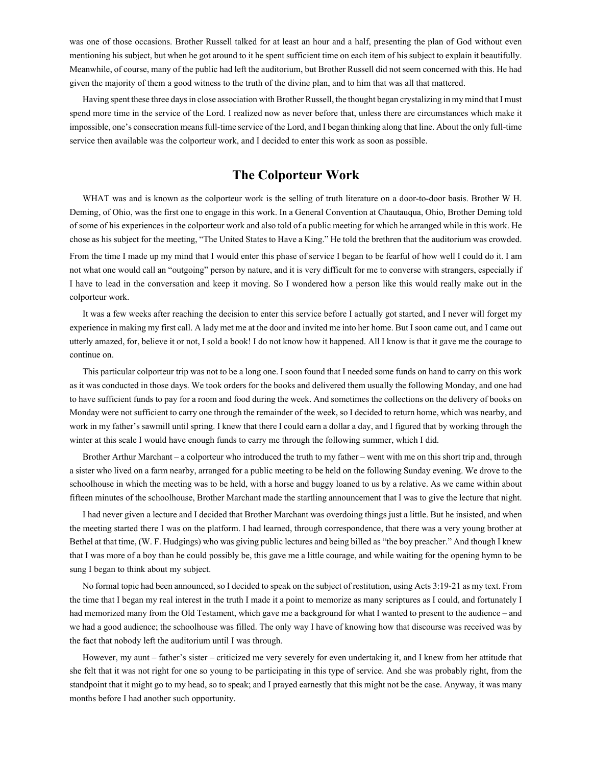was one of those occasions. Brother Russell talked for at least an hour and a half, presenting the plan of God without even mentioning his subject, but when he got around to it he spent sufficient time on each item of his subject to explain it beautifully. Meanwhile, of course, many of the public had left the auditorium, but Brother Russell did not seem concerned with this. He had given the majority of them a good witness to the truth of the divine plan, and to him that was all that mattered.

Having spent these three days in close association with Brother Russell, the thought began crystalizing in my mind that I must spend more time in the service of the Lord. I realized now as never before that, unless there are circumstances which make it impossible, one's consecration means full-time service of the Lord, and I began thinking along that line. About the only full-time service then available was the colporteur work, and I decided to enter this work as soon as possible.

## The Colporteur Work

WHAT was and is known as the colporteur work is the selling of truth literature on a door-to-door basis. Brother W H. Deming, of Ohio, was the first one to engage in this work. In a General Convention at Chautauqua, Ohio, Brother Deming told of some of his experiences in the colporteur work and also told of a public meeting for which he arranged while in this work. He chose as his subject for the meeting, "The United States to Have a King." He told the brethren that the auditorium was crowded.

From the time I made up my mind that I would enter this phase of service I began to be fearful of how well I could do it. I am not what one would call an "outgoing" person by nature, and it is very difficult for me to converse with strangers, especially if I have to lead in the conversation and keep it moving. So I wondered how a person like this would really make out in the colporteur work.

It was a few weeks after reaching the decision to enter this service before I actually got started, and I never will forget my experience in making my first call. A lady met me at the door and invited me into her home. But I soon came out, and I came out utterly amazed, for, believe it or not, I sold a book! I do not know how it happened. All I know is that it gave me the courage to continue on.

This particular colporteur trip was not to be a long one. I soon found that I needed some funds on hand to carry on this work as it was conducted in those days. We took orders for the books and delivered them usually the following Monday, and one had to have sufficient funds to pay for a room and food during the week. And sometimes the collections on the delivery of books on Monday were not sufficient to carry one through the remainder of the week, so I decided to return home, which was nearby, and work in my father's sawmill until spring. I knew that there I could earn a dollar a day, and I figured that by working through the winter at this scale I would have enough funds to carry me through the following summer, which I did.

Brother Arthur Marchant – a colporteur who introduced the truth to my father – went with me on this short trip and, through a sister who lived on a farm nearby, arranged for a public meeting to be held on the following Sunday evening. We drove to the schoolhouse in which the meeting was to be held, with a horse and buggy loaned to us by a relative. As we came within about fifteen minutes of the schoolhouse, Brother Marchant made the startling announcement that I was to give the lecture that night.

I had never given a lecture and I decided that Brother Marchant was overdoing things just a little. But he insisted, and when the meeting started there I was on the platform. I had learned, through correspondence, that there was a very young brother at Bethel at that time, (W. F. Hudgings) who was giving public lectures and being billed as "the boy preacher." And though I knew that I was more of a boy than he could possibly be, this gave me a little courage, and while waiting for the opening hymn to be sung I began to think about my subject.

No formal topic had been announced, so I decided to speak on the subject of restitution, using Acts 3:19-21 as my text. From the time that I began my real interest in the truth I made it a point to memorize as many scriptures as I could, and fortunately I had memorized many from the Old Testament, which gave me a background for what I wanted to present to the audience – and we had a good audience; the schoolhouse was filled. The only way I have of knowing how that discourse was received was by the fact that nobody left the auditorium until I was through.

However, my aunt – father's sister – criticized me very severely for even undertaking it, and I knew from her attitude that she felt that it was not right for one so young to be participating in this type of service. And she was probably right, from the standpoint that it might go to my head, so to speak; and I prayed earnestly that this might not be the case. Anyway, it was many months before I had another such opportunity.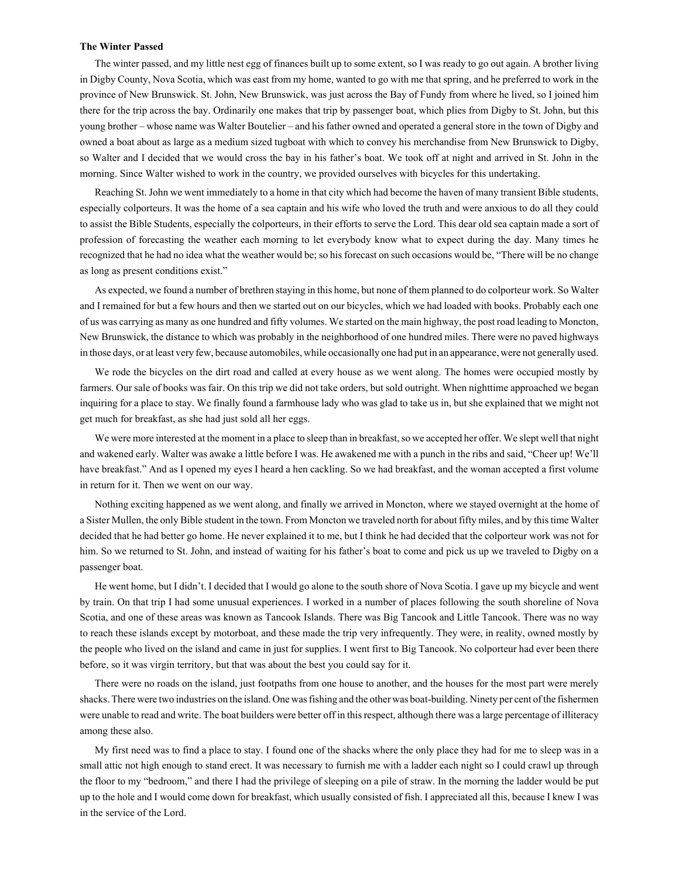**The Winter Passed**

The winter passed, and my little nest egg of finances built up to some extent, so I was ready to go out again. A brother living in Digby County, Nova Scotia, which was east from my home, wanted to go with me that spring, and he preferred to work in the province of New Brunswick. St. John, New Brunswick, was just across the Bay of Fundy from where he lived, so I joined him there for the trip across the bay. Ordinarily one makes that trip by passenger boat, which plies from Digby to St. John, but this young brother – whose name was Walter Boutelier – and his father owned and operated a general store in the town of Digby and owned a boat about as large as a medium sized tugboat with which to convey his merchandise from New Brunswick to Digby, so Walter and I decided that we would cross the bay in his father's boat. We took off at night and arrived in St. John in the morning. Since Walter wished to work in the country, we provided ourselves with bicycles for this undertaking.

Reaching St. John we went immediately to a home in that city which had become the haven of many transient Bible students, especially colporteurs. It was the home of a sea captain and his wife who loved the truth and were anxious to do all they could to assist the Bible Students, especially the colporteurs, in their efforts to serve the Lord. This dear old sea captain made a sort of profession of forecasting the weather each morning to let everybody know what to expect during the day. Many times he recognized that he had no idea what the weather would be; so his forecast on such occasions would be, "There will be no change as long as present conditions exist."

As expected, we found a number of brethren staying in this home, but none of them planned to do colporteur work. So Walter and I remained for but a few hours and then we started out on our bicycles, which we had loaded with books. Probably each one of us was carrying as many as one hundred and fifty volumes. We started on the main highway, the post road leading to Moncton, New Brunswick, the distance to which was probably in the neighborhood of one hundred miles. There were no paved highways in those days, or at least very few, because automobiles, while occasionally one had put in an appearance, were not generally used.

We rode the bicycles on the dirt road and called at every house as we went along. The homes were occupied mostly by farmers. Our sale of books was fair. On this trip we did not take orders, but sold outright. When nighttime approached we began inquiring for a place to stay. We finally found a farmhouse lady who was glad to take us in, but she explained that we might not get much for breakfast, as she had just sold all her eggs.

We were more interested at the moment in a place to sleep than in breakfast, so we accepted her offer. We slept well that night and wakened early. Walter was awake a little before I was. He awakened me with a punch in the ribs and said, "Cheer up! We'll have breakfast." And as I opened my eyes I heard a hen cackling. So we had breakfast, and the woman accepted a first volume in return for it. Then we went on our way.

Nothing exciting happened as we went along, and finally we arrived in Moncton, where we stayed overnight at the home of a Sister Mullen, the only Bible student in the town. From Moncton we traveled north for about fifty miles, and by this time Walter decided that he had better go home. He never explained it to me, but I think he had decided that the colporteur work was not for him. So we returned to St. John, and instead of waiting for his father's boat to come and pick us up we traveled to Digby on a passenger boat.

He went home, but I didn't. I decided that I would go alone to the south shore of Nova Scotia. I gave up my bicycle and went by train. On that trip I had some unusual experiences. I worked in a number of places following the south shoreline of Nova Scotia, and one of these areas was known as Tancook Islands. There was Big Tancook and Little Tancook. There was no way to reach these islands except by motorboat, and these made the trip very infrequently. They were, in reality, owned mostly by the people who lived on the island and came in just for supplies. I went first to Big Tancook. No colporteur had ever been there before, so it was virgin territory, but that was about the best you could say for it.

There were no roads on the island, just footpaths from one house to another, and the houses for the most part were merely shacks. There were two industries on the island. One was fishing and the other was boat-building. Ninety per cent of the fishermen were unable to read and write. The boat builders were better off in this respect, although there was a large percentage of illiteracy among these also.

My first need was to find a place to stay. I found one of the shacks where the only place they had for me to sleep was in a small attic not high enough to stand erect. It was necessary to furnish me with a ladder each night so I could crawl up through the floor to my "bedroom," and there I had the privilege of sleeping on a pile of straw. In the morning the ladder would be put up to the hole and I would come down for breakfast, which usually consisted of fish. I appreciated all this, because I knew I was in the service of the Lord.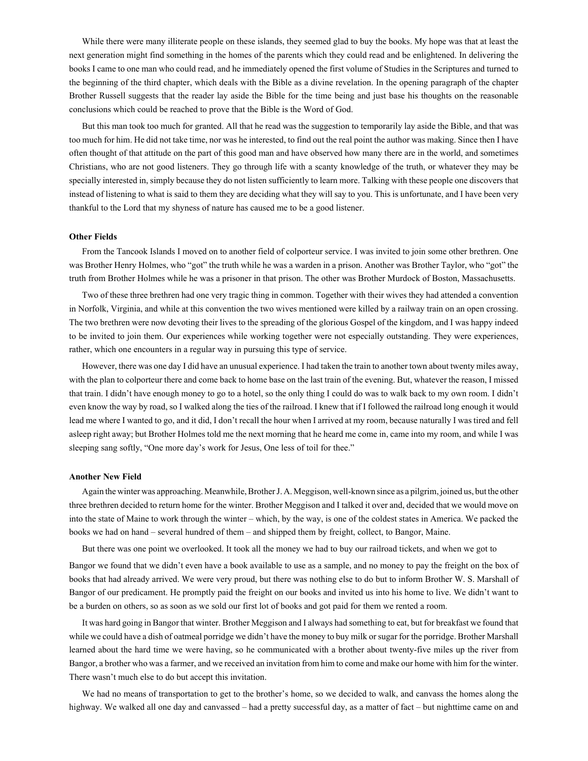While there were many illiterate people on these islands, they seemed glad to buy the books. My hope was that at least the next generation might find something in the homes of the parents which they could read and be enlightened. In delivering the books I came to one man who could read, and he immediately opened the first volume of Studies in the Scriptures and turned to the beginning of the third chapter, which deals with the Bible as a divine revelation. In the opening paragraph of the chapter Brother Russell suggests that the reader lay aside the Bible for the time being and just base his thoughts on the reasonable conclusions which could be reached to prove that the Bible is the Word of God.

But this man took too much for granted. All that he read was the suggestion to temporarily lay aside the Bible, and that was too much for him. He did not take time, nor was he interested, to find out the real point the author was making. Since then I have often thought of that attitude on the part of this good man and have observed how many there are in the world, and sometimes Christians, who are not good listeners. They go through life with a scanty knowledge of the truth, or whatever they may be specially interested in, simply because they do not listen sufficiently to learn more. Talking with these people one discovers that instead of listening to what is said to them they are deciding what they will say to you. This is unfortunate, and I have been very thankful to the Lord that my shyness of nature has caused me to be a good listener.

**Other Fields**

From the Tancook Islands I moved on to another field of colporteur service. I was invited to join some other brethren. One was Brother Henry Holmes, who "got" the truth while he was a warden in a prison. Another was Brother Taylor, who "got" the truth from Brother Holmes while he was a prisoner in that prison. The other was Brother Murdock of Boston, Massachusetts.

Two of these three brethren had one very tragic thing in common. Together with their wives they had attended a convention in Norfolk, Virginia, and while at this convention the two wives mentioned were killed by a railway train on an open crossing. The two brethren were now devoting their lives to the spreading of the glorious Gospel of the kingdom, and I was happy indeed to be invited to join them. Our experiences while working together were not especially outstanding. They were experiences, rather, which one encounters in a regular way in pursuing this type of service.

However, there was one day I did have an unusual experience. I had taken the train to another town about twenty miles away, with the plan to colporteur there and come back to home base on the last train of the evening. But, whatever the reason, I missed that train. I didn't have enough money to go to a hotel, so the only thing I could do was to walk back to my own room. I didn't even know the way by road, so I walked along the ties of the railroad. I knew that if I followed the railroad long enough it would lead me where I wanted to go, and it did, I don't recall the hour when I arrived at my room, because naturally I was tired and fell asleep right away; but Brother Holmes told me the next morning that he heard me come in, came into my room, and while I was sleeping sang softly, "One more day's work for Jesus, One less of toil for thee."

**Another New Field**

Again the winter was approaching. Meanwhile, Brother J. A. Meggison, well-known since as a pilgrim, joined us, but the other three brethren decided to return home for the winter. Brother Meggison and I talked it over and, decided that we would move on into the state of Maine to work through the winter – which, by the way, is one of the coldest states in America. We packed the books we had on hand – several hundred of them – and shipped them by freight, collect, to Bangor, Maine.

But there was one point we overlooked. It took all the money we had to buy our railroad tickets, and when we got to Bangor we found that we didn't even have a book available to use as a sample, and no money to pay the freight on the box of books that had already arrived. We were very proud, but there was nothing else to do but to inform Brother W. S. Marshall of Bangor of our predicament. He promptly paid the freight on our books and invited us into his home to live. We didn't want to be a burden on others, so as soon as we sold our first lot of books and got paid for them we rented a room.

It was hard going in Bangor that winter. Brother Meggison and I always had something to eat, but for breakfast we found that while we could have a dish of oatmeal porridge we didn't have the money to buy milk or sugar for the porridge. Brother Marshall learned about the hard time we were having, so he communicated with a brother about twenty-five miles up the river from Bangor, a brother who was a farmer, and we received an invitation from him to come and make our home with him for the winter. There wasn't much else to do but accept this invitation.

We had no means of transportation to get to the brother's home, so we decided to walk, and canvass the homes along the highway. We walked all one day and canvassed – had a pretty successful day, as a matter of fact – but nighttime came on and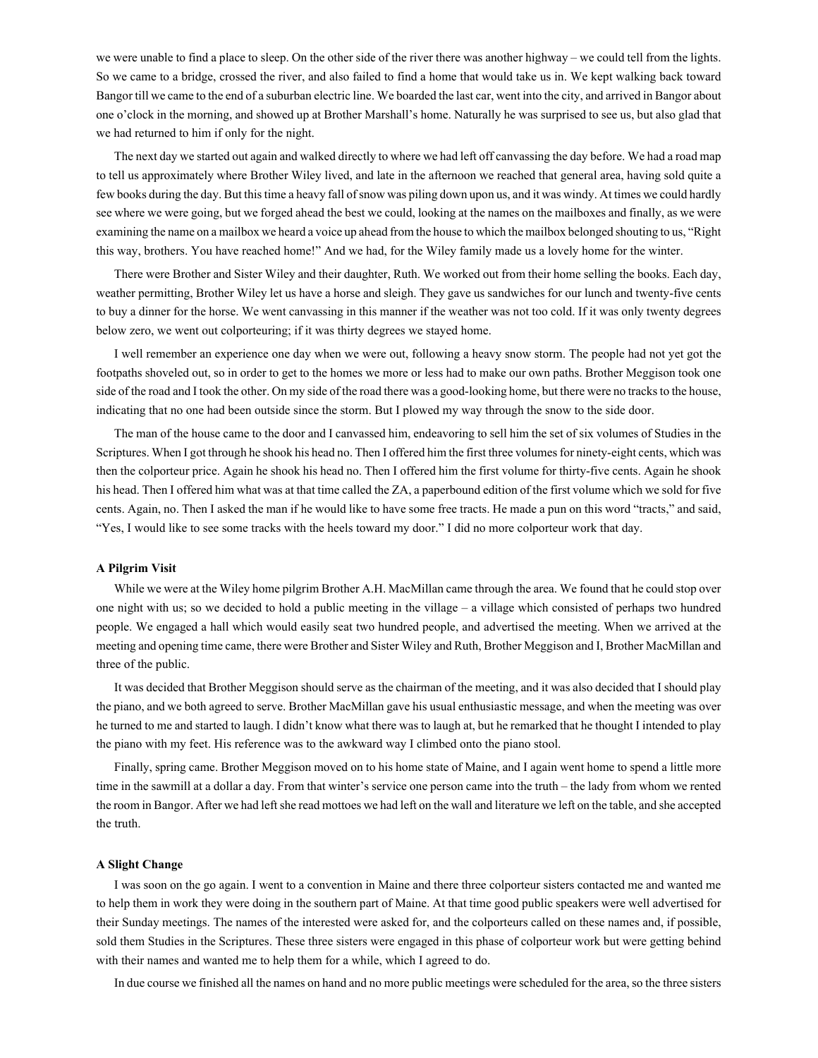we were unable to find a place to sleep. On the other side of the river there was another highway – we could tell from the lights. So we came to a bridge, crossed the river, and also failed to find a home that would take us in. We kept walking back toward Bangor till we came to the end of a suburban electric line. We boarded the last car, went into the city, and arrived in Bangor about one o'clock in the morning, and showed up at Brother Marshall's home. Naturally he was surprised to see us, but also glad that we had returned to him if only for the night.

The next day we started out again and walked directly to where we had left off canvassing the day before. We had a road map to tell us approximately where Brother Wiley lived, and late in the afternoon we reached that general area, having sold quite a few books during the day. But this time a heavy fall of snow was piling down upon us, and it was windy. At times we could hardly see where we were going, but we forged ahead the best we could, looking at the names on the mailboxes and finally, as we were examining the name on a mailbox we heard a voice up ahead from the house to which the mailbox belonged shouting to us, "Right this way, brothers. You have reached home!" And we had, for the Wiley family made us a lovely home for the winter.

There were Brother and Sister Wiley and their daughter, Ruth. We worked out from their home selling the books. Each day, weather permitting, Brother Wiley let us have a horse and sleigh. They gave us sandwiches for our lunch and twenty-five cents to buy a dinner for the horse. We went canvassing in this manner if the weather was not too cold. If it was only twenty degrees below zero, we went out colporteuring; if it was thirty degrees we stayed home.

I well remember an experience one day when we were out, following a heavy snow storm. The people had not yet got the footpaths shoveled out, so in order to get to the homes we more or less had to make our own paths. Brother Meggison took one side of the road and I took the other. On my side of the road there was a good-looking home, but there were no tracks to the house, indicating that no one had been outside since the storm. But I plowed my way through the snow to the side door.

The man of the house came to the door and I canvassed him, endeavoring to sell him the set of six volumes of Studies in the Scriptures. When I got through he shook his head no. Then I offered him the first three volumes for ninety-eight cents, which was then the colporteur price. Again he shook his head no. Then I offered him the first volume for thirty-five cents. Again he shook his head. Then I offered him what was at that time called the ZA, a paperbound edition of the first volume which we sold for five cents. Again, no. Then I asked the man if he would like to have some free tracts. He made a pun on this word "tracts," and said, "Yes, I would like to see some tracks with the heels toward my door." I did no more colporteur work that day.

**A Pilgrim Visit**

While we were at the Wiley home pilgrim Brother A.H. MacMillan came through the area. We found that he could stop over one night with us; so we decided to hold a public meeting in the village – a village which consisted of perhaps two hundred people. We engaged a hall which would easily seat two hundred people, and advertised the meeting. When we arrived at the meeting and opening time came, there were Brother and Sister Wiley and Ruth, Brother Meggison and I, Brother MacMillan and three of the public.

It was decided that Brother Meggison should serve as the chairman of the meeting, and it was also decided that I should play the piano, and we both agreed to serve. Brother MacMillan gave his usual enthusiastic message, and when the meeting was over he turned to me and started to laugh. I didn't know what there was to laugh at, but he remarked that he thought I intended to play the piano with my feet. His reference was to the awkward way I climbed onto the piano stool.

Finally, spring came. Brother Meggison moved on to his home state of Maine, and I again went home to spend a little more time in the sawmill at a dollar a day. From that winter's service one person came into the truth – the lady from whom we rented the room in Bangor. After we had left she read mottoes we had left on the wall and literature we left on the table, and she accepted the truth.

**A Slight Change**

I was soon on the go again. I went to a convention in Maine and there three colporteur sisters contacted me and wanted me to help them in work they were doing in the southern part of Maine. At that time good public speakers were well advertised for their Sunday meetings. The names of the interested were asked for, and the colporteurs called on these names and, if possible, sold them Studies in the Scriptures. These three sisters were engaged in this phase of colporteur work but were getting behind with their names and wanted me to help them for a while, which I agreed to do.

In due course we finished all the names on hand and no more public meetings were scheduled for the area, so the three sisters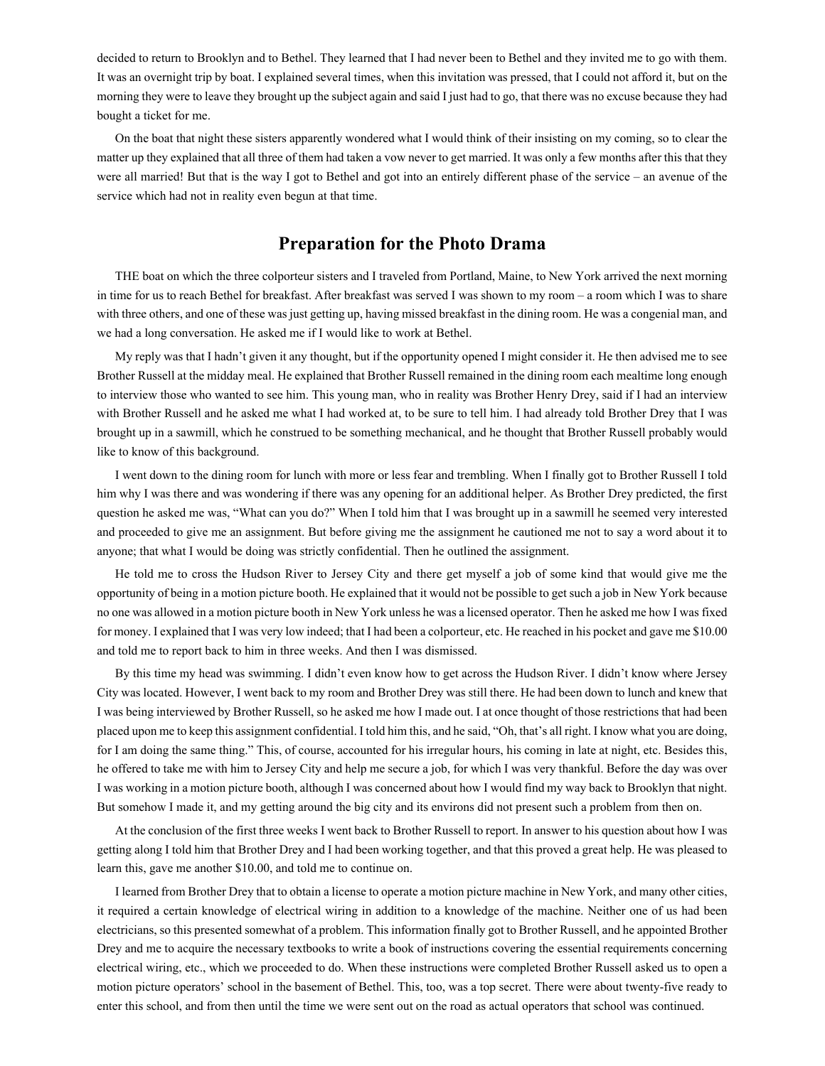decided to return to Brooklyn and to Bethel. They learned that I had never been to Bethel and they invited me to go with them. It was an overnight trip by boat. I explained several times, when this invitation was pressed, that I could not afford it, but on the morning they were to leave they brought up the subject again and said I just had to go, that there was no excuse because they had bought a ticket for me.

On the boat that night these sisters apparently wondered what I would think of their insisting on my coming, so to clear the matter up they explained that all three of them had taken a vow never to get married. It was only a few months after this that they were all married! But that is the way I got to Bethel and got into an entirely different phase of the service – an avenue of the service which had not in reality even begun at that time.

## Preparation for the Photo Drama

THE boat on which the three colporteur sisters and I traveled from Portland, Maine, to New York arrived the next morning in time for us to reach Bethel for breakfast. After breakfast was served I was shown to my room – a room which I was to share with three others, and one of these was just getting up, having missed breakfast in the dining room. He was a congenial man, and we had a long conversation. He asked me if I would like to work at Bethel.

My reply was that I hadn't given it any thought, but if the opportunity opened I might consider it. He then advised me to see Brother Russell at the midday meal. He explained that Brother Russell remained in the dining room each mealtime long enough to interview those who wanted to see him. This young man, who in reality was Brother Henry Drey, said if I had an interview with Brother Russell and he asked me what I had worked at, to be sure to tell him. I had already told Brother Drey that I was brought up in a sawmill, which he construed to be something mechanical, and he thought that Brother Russell probably would like to know of this background.

I went down to the dining room for lunch with more or less fear and trembling. When I finally got to Brother Russell I told him why I was there and was wondering if there was any opening for an additional helper. As Brother Drey predicted, the first question he asked me was, "What can you do?" When I told him that I was brought up in a sawmill he seemed very interested and proceeded to give me an assignment. But before giving me the assignment he cautioned me not to say a word about it to anyone; that what I would be doing was strictly confidential. Then he outlined the assignment.

He told me to cross the Hudson River to Jersey City and there get myself a job of some kind that would give me the opportunity of being in a motion picture booth. He explained that it would not be possible to get such a job in New York because no one was allowed in a motion picture booth in New York unless he was a licensed operator. Then he asked me how I was fixed for money. I explained that I was very low indeed; that I had been a colporteur, etc. He reached in his pocket and gave me $10.00 and told me to report back to him in three weeks. And then I was dismissed.

By this time my head was swimming. I didn't even know how to get across the Hudson River. I didn't know where Jersey City was located. However, I went back to my room and Brother Drey was still there. He had been down to lunch and knew that I was being interviewed by Brother Russell, so he asked me how I made out. I at once thought of those restrictions that had been placed upon me to keep this assignment confidential. I told him this, and he said, "Oh, that's all right. I know what you are doing, for I am doing the same thing." This, of course, accounted for his irregular hours, his coming in late at night, etc. Besides this, he offered to take me with him to Jersey City and help me secure a job, for which I was very thankful. Before the day was over I was working in a motion picture booth, although I was concerned about how I would find my way back to Brooklyn that night. But somehow I made it, and my getting around the big city and its environs did not present such a problem from then on.

At the conclusion of the first three weeks I went back to Brother Russell to report. In answer to his question about how I was getting along I told him that Brother Drey and I had been working together, and that this proved a great help. He was pleased to learn this, gave me another $10.00, and told me to continue on.

I learned from Brother Drey that to obtain a license to operate a motion picture machine in New York, and many other cities, it required a certain knowledge of electrical wiring in addition to a knowledge of the machine. Neither one of us had been electricians, so this presented somewhat of a problem. This information finally got to Brother Russell, and he appointed Brother Drey and me to acquire the necessary textbooks to write a book of instructions covering the essential requirements concerning electrical wiring, etc., which we proceeded to do. When these instructions were completed Brother Russell asked us to open a motion picture operators' school in the basement of Bethel. This, too, was a top secret. There were about twenty-five ready to enter this school, and from then until the time we were sent out on the road as actual operators that school was continued.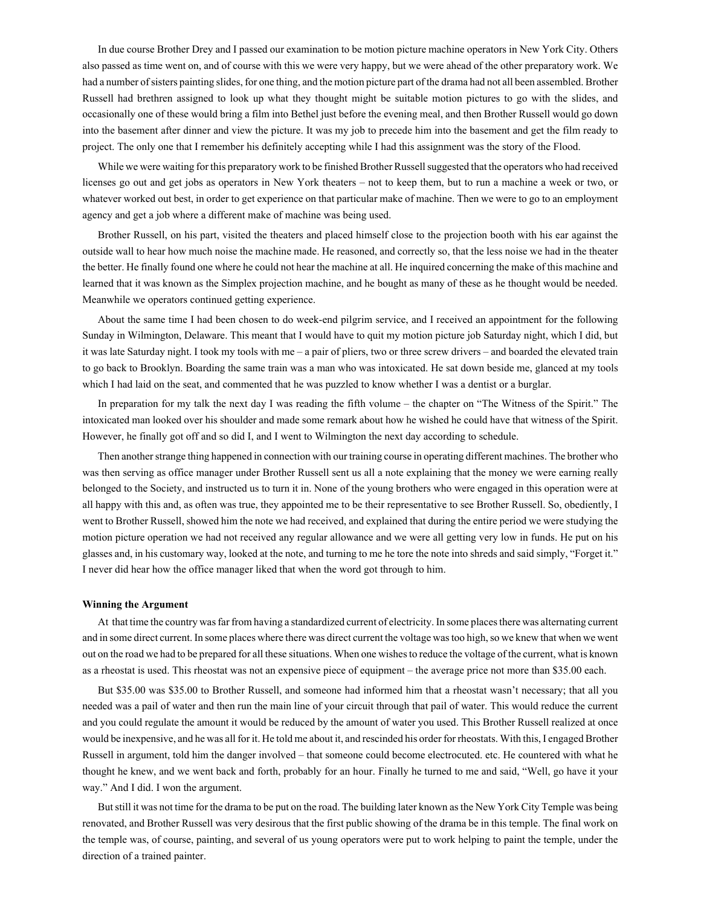In due course Brother Drey and I passed our examination to be motion picture machine operators in New York City. Others also passed as time went on, and of course with this we were very happy, but we were ahead of the other preparatory work. We had a number of sisters painting slides, for one thing, and the motion picture part of the drama had not all been assembled. Brother Russell had brethren assigned to look up what they thought might be suitable motion pictures to go with the slides, and occasionally one of these would bring a film into Bethel just before the evening meal, and then Brother Russell would go down into the basement after dinner and view the picture. It was my job to precede him into the basement and get the film ready to project. The only one that I remember his definitely accepting while I had this assignment was the story of the Flood.

While we were waiting for this preparatory work to be finished Brother Russell suggested that the operators who had received licenses go out and get jobs as operators in New York theaters – not to keep them, but to run a machine a week or two, or whatever worked out best, in order to get experience on that particular make of machine. Then we were to go to an employment agency and get a job where a different make of machine was being used.

Brother Russell, on his part, visited the theaters and placed himself close to the projection booth with his ear against the outside wall to hear how much noise the machine made. He reasoned, and correctly so, that the less noise we had in the theater the better. He finally found one where he could not hear the machine at all. He inquired concerning the make of this machine and learned that it was known as the Simplex projection machine, and he bought as many of these as he thought would be needed. Meanwhile we operators continued getting experience.

About the same time I had been chosen to do week-end pilgrim service, and I received an appointment for the following Sunday in Wilmington, Delaware. This meant that I would have to quit my motion picture job Saturday night, which I did, but it was late Saturday night. I took my tools with me – a pair of pliers, two or three screw drivers – and boarded the elevated train to go back to Brooklyn. Boarding the same train was a man who was intoxicated. He sat down beside me, glanced at my tools which I had laid on the seat, and commented that he was puzzled to know whether I was a dentist or a burglar.

In preparation for my talk the next day I was reading the fifth volume – the chapter on "The Witness of the Spirit." The intoxicated man looked over his shoulder and made some remark about how he wished he could have that witness of the Spirit. However, he finally got off and so did I, and I went to Wilmington the next day according to schedule.

Then another strange thing happened in connection with our training course in operating different machines. The brother who was then serving as office manager under Brother Russell sent us all a note explaining that the money we were earning really belonged to the Society, and instructed us to turn it in. None of the young brothers who were engaged in this operation were at all happy with this and, as often was true, they appointed me to be their representative to see Brother Russell. So, obediently, I went to Brother Russell, showed him the note we had received, and explained that during the entire period we were studying the motion picture operation we had not received any regular allowance and we were all getting very low in funds. He put on his glasses and, in his customary way, looked at the note, and turning to me he tore the note into shreds and said simply, "Forget it." I never did hear how the office manager liked that when the word got through to him.

**Winning the Argument**

At that time the country was far from having a standardized current of electricity. In some places there was alternating current and in some direct current. In some places where there was direct current the voltage was too high, so we knew that when we went out on the road we had to be prepared for all these situations. When one wishes to reduce the voltage of the current, what is known as a rheostat is used. This rheostat was not an expensive piece of equipment – the average price not more than $35.00 each.

But $35.00 was $35.00 to Brother Russell, and someone had informed him that a rheostat wasn't necessary; that all you needed was a pail of water and then run the main line of your circuit through that pail of water. This would reduce the current and you could regulate the amount it would be reduced by the amount of water you used. This Brother Russell realized at once would be inexpensive, and he was all for it. He told me about it, and rescinded his order for rheostats. With this, I engaged Brother Russell in argument, told him the danger involved – that someone could become electrocuted. etc. He countered with what he thought he knew, and we went back and forth, probably for an hour. Finally he turned to me and said, "Well, go have it your way." And I did. I won the argument.

But still it was not time for the drama to be put on the road. The building later known as the New York City Temple was being renovated, and Brother Russell was very desirous that the first public showing of the drama be in this temple. The final work on the temple was, of course, painting, and several of us young operators were put to work helping to paint the temple, under the direction of a trained painter.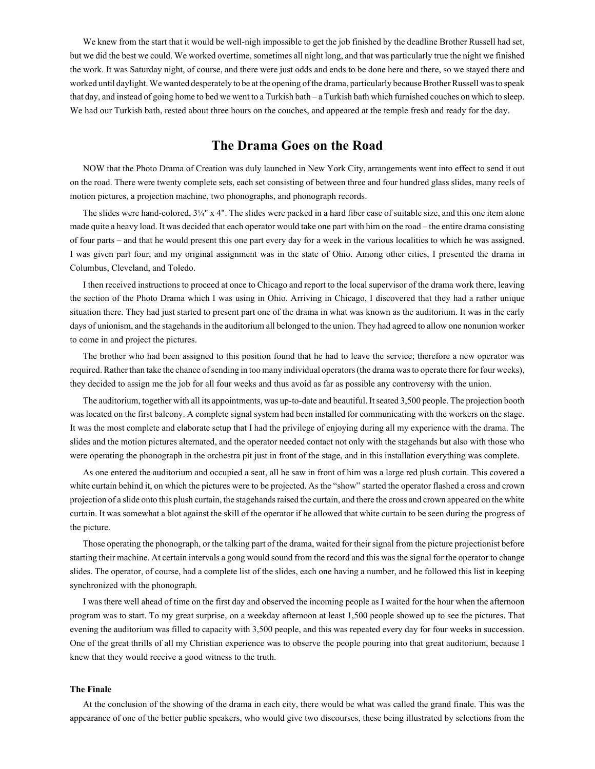We knew from the start that it would be well-nigh impossible to get the job finished by the deadline Brother Russell had set, but we did the best we could. We worked overtime, sometimes all night long, and that was particularly true the night we finished the work. It was Saturday night, of course, and there were just odds and ends to be done here and there, so we stayed there and worked until daylight. We wanted desperately to be at the opening of the drama, particularly because Brother Russell was to speak that day, and instead of going home to bed we went to a Turkish bath – a Turkish bath which furnished couches on which to sleep. We had our Turkish bath, rested about three hours on the couches, and appeared at the temple fresh and ready for the day.

## The Drama Goes on the Road

NOW that the Photo Drama of Creation was duly launched in New York City, arrangements went into effect to send it out on the road. There were twenty complete sets, each set consisting of between three and four hundred glass slides, many reels of motion pictures, a projection machine, two phonographs, and phonograph records.

The slides were hand-colored, 3¼" x 4". The slides were packed in a hard fiber case of suitable size, and this one item alone made quite a heavy load. It was decided that each operator would take one part with him on the road – the entire drama consisting of four parts – and that he would present this one part every day for a week in the various localities to which he was assigned. I was given part four, and my original assignment was in the state of Ohio. Among other cities, I presented the drama in Columbus, Cleveland, and Toledo.

I then received instructions to proceed at once to Chicago and report to the local supervisor of the drama work there, leaving the section of the Photo Drama which I was using in Ohio. Arriving in Chicago, I discovered that they had a rather unique situation there. They had just started to present part one of the drama in what was known as the auditorium. It was in the early days of unionism, and the stagehands in the auditorium all belonged to the union. They had agreed to allow one nonunion worker to come in and project the pictures.

The brother who had been assigned to this position found that he had to leave the service; therefore a new operator was required. Rather than take the chance of sending in too many individual operators (the drama was to operate there for four weeks), they decided to assign me the job for all four weeks and thus avoid as far as possible any controversy with the union.

The auditorium, together with all its appointments, was up-to-date and beautiful. It seated 3,500 people. The projection booth was located on the first balcony. A complete signal system had been installed for communicating with the workers on the stage. It was the most complete and elaborate setup that I had the privilege of enjoying during all my experience with the drama. The slides and the motion pictures alternated, and the operator needed contact not only with the stagehands but also with those who were operating the phonograph in the orchestra pit just in front of the stage, and in this installation everything was complete.

As one entered the auditorium and occupied a seat, all he saw in front of him was a large red plush curtain. This covered a white curtain behind it, on which the pictures were to be projected. As the "show" started the operator flashed a cross and crown projection of a slide onto this plush curtain, the stagehands raised the curtain, and there the cross and crown appeared on the white curtain. It was somewhat a blot against the skill of the operator if he allowed that white curtain to be seen during the progress of the picture.

Those operating the phonograph, or the talking part of the drama, waited for their signal from the picture projectionist before starting their machine. At certain intervals a gong would sound from the record and this was the signal for the operator to change slides. The operator, of course, had a complete list of the slides, each one having a number, and he followed this list in keeping synchronized with the phonograph.

I was there well ahead of time on the first day and observed the incoming people as I waited for the hour when the afternoon program was to start. To my great surprise, on a weekday afternoon at least 1,500 people showed up to see the pictures. That evening the auditorium was filled to capacity with 3,500 people, and this was repeated every day for four weeks in succession. One of the great thrills of all my Christian experience was to observe the people pouring into that great auditorium, because I knew that they would receive a good witness to the truth.

### The Finale

At the conclusion of the showing of the drama in each city, there would be what was called the grand finale. This was the appearance of one of the better public speakers, who would give two discourses, these being illustrated by selections from the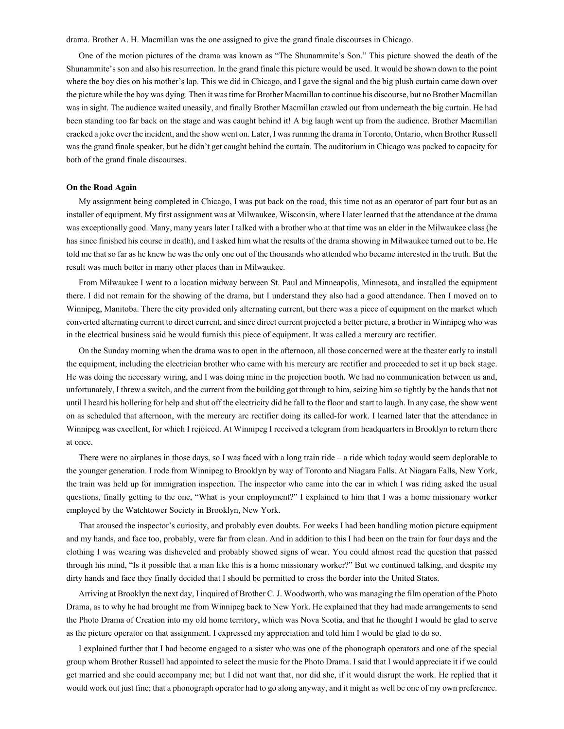drama. Brother A. H. Macmillan was the one assigned to give the grand finale discourses in Chicago.

One of the motion pictures of the drama was known as "The Shunammite's Son." This picture showed the death of the Shunammite's son and also his resurrection. In the grand finale this picture would be used. It would be shown down to the point where the boy dies on his mother's lap. This we did in Chicago, and I gave the signal and the big plush curtain came down over the picture while the boy was dying. Then it was time for Brother Macmillan to continue his discourse, but no Brother Macmillan was in sight. The audience waited uneasily, and finally Brother Macmillan crawled out from underneath the big curtain. He had been standing too far back on the stage and was caught behind it! A big laugh went up from the audience. Brother Macmillan cracked a joke over the incident, and the show went on. Later, I was running the drama in Toronto, Ontario, when Brother Russell was the grand finale speaker, but he didn't get caught behind the curtain. The auditorium in Chicago was packed to capacity for both of the grand finale discourses.

**On the Road Again**

My assignment being completed in Chicago, I was put back on the road, this time not as an operator of part four but as an installer of equipment. My first assignment was at Milwaukee, Wisconsin, where I later learned that the attendance at the drama was exceptionally good. Many, many years later I talked with a brother who at that time was an elder in the Milwaukee class (he has since finished his course in death), and I asked him what the results of the drama showing in Milwaukee turned out to be. He told me that so far as he knew he was the only one out of the thousands who attended who became interested in the truth. But the result was much better in many other places than in Milwaukee.

From Milwaukee I went to a location midway between St. Paul and Minneapolis, Minnesota, and installed the equipment there. I did not remain for the showing of the drama, but I understand they also had a good attendance. Then I moved on to Winnipeg, Manitoba. There the city provided only alternating current, but there was a piece of equipment on the market which converted alternating current to direct current, and since direct current projected a better picture, a brother in Winnipeg who was in the electrical business said he would furnish this piece of equipment. It was called a mercury arc rectifier.

On the Sunday morning when the drama was to open in the afternoon, all those concerned were at the theater early to install the equipment, including the electrician brother who came with his mercury arc rectifier and proceeded to set it up back stage. He was doing the necessary wiring, and I was doing mine in the projection booth. We had no communication between us and, unfortunately, I threw a switch, and the current from the building got through to him, seizing him so tightly by the hands that not until I heard his hollering for help and shut off the electricity did he fall to the floor and start to laugh. In any case, the show went on as scheduled that afternoon, with the mercury arc rectifier doing its called-for work. I learned later that the attendance in Winnipeg was excellent, for which I rejoiced. At Winnipeg I received a telegram from headquarters in Brooklyn to return there at once.

There were no airplanes in those days, so I was faced with a long train ride – a ride which today would seem deplorable to the younger generation. I rode from Winnipeg to Brooklyn by way of Toronto and Niagara Falls. At Niagara Falls, New York, the train was held up for immigration inspection. The inspector who came into the car in which I was riding asked the usual questions, finally getting to the one, "What is your employment?" I explained to him that I was a home missionary worker employed by the Watchtower Society in Brooklyn, New York.

That aroused the inspector's curiosity, and probably even doubts. For weeks I had been handling motion picture equipment and my hands, and face too, probably, were far from clean. And in addition to this I had been on the train for four days and the clothing I was wearing was disheveled and probably showed signs of wear. You could almost read the question that passed through his mind, "Is it possible that a man like this is a home missionary worker?" But we continued talking, and despite my dirty hands and face they finally decided that I should be permitted to cross the border into the United States.

Arriving at Brooklyn the next day, I inquired of Brother C. J. Woodworth, who was managing the film operation of the Photo Drama, as to why he had brought me from Winnipeg back to New York. He explained that they had made arrangements to send the Photo Drama of Creation into my old home territory, which was Nova Scotia, and that he thought I would be glad to serve as the picture operator on that assignment. I expressed my appreciation and told him I would be glad to do so.

I explained further that I had become engaged to a sister who was one of the phonograph operators and one of the special group whom Brother Russell had appointed to select the music for the Photo Drama. I said that I would appreciate it if we could get married and she could accompany me; but I did not want that, nor did she, if it would disrupt the work. He replied that it would work out just fine; that a phonograph operator had to go along anyway, and it might as well be one of my own preference.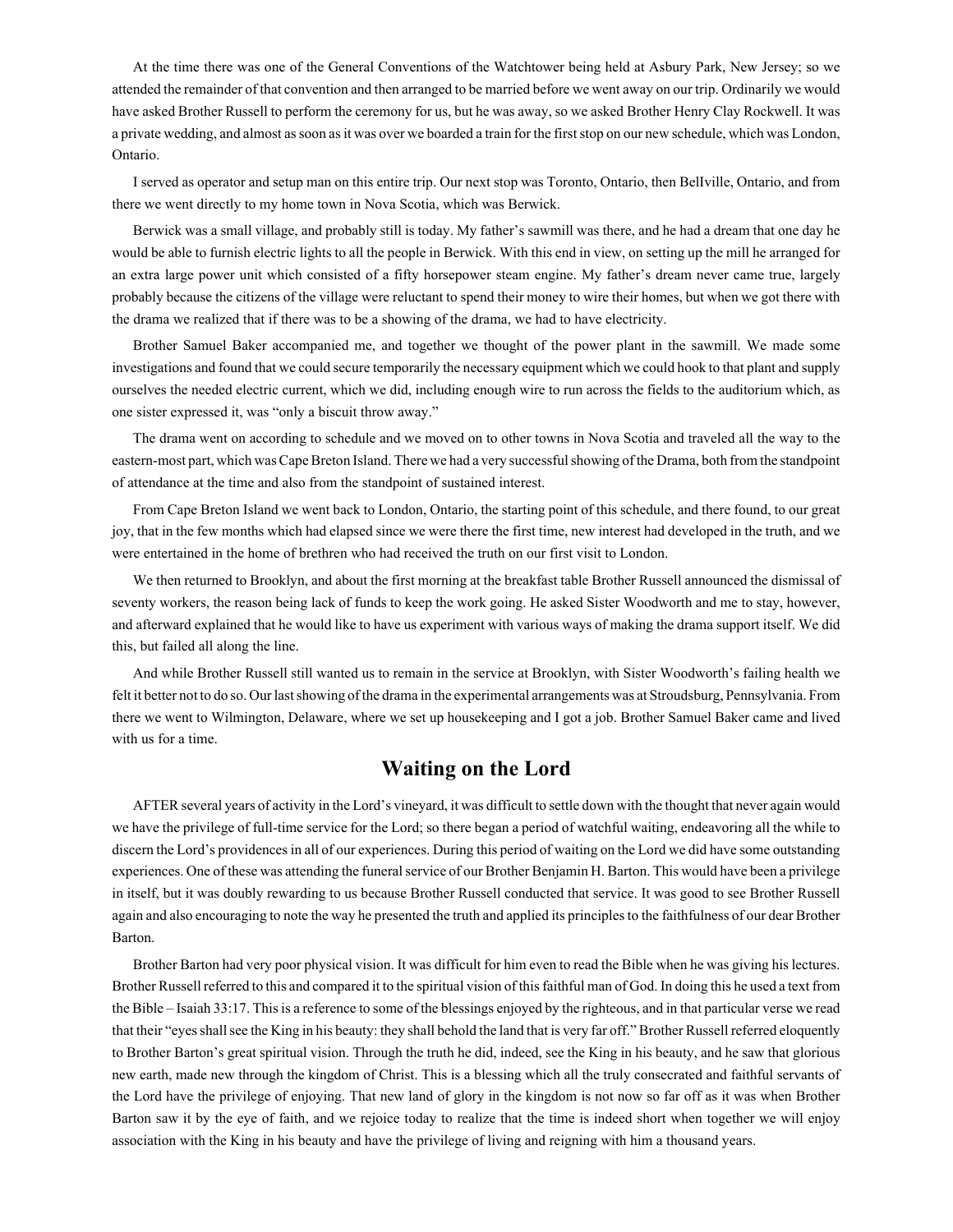At the time there was one of the General Conventions of the Watchtower being held at Asbury Park, New Jersey; so we attended the remainder of that convention and then arranged to be married before we went away on our trip. Ordinarily we would have asked Brother Russell to perform the ceremony for us, but he was away, so we asked Brother Henry Clay Rockwell. It was a private wedding, and almost as soon as it was over we boarded a train for the first stop on our new schedule, which was London, Ontario.

I served as operator and setup man on this entire trip. Our next stop was Toronto, Ontario, then Bellville, Ontario, and from there we went directly to my home town in Nova Scotia, which was Berwick.

Berwick was a small village, and probably still is today. My father's sawmill was there, and he had a dream that one day he would be able to furnish electric lights to all the people in Berwick. With this end in view, on setting up the mill he arranged for an extra large power unit which consisted of a fifty horsepower steam engine. My father's dream never came true, largely probably because the citizens of the village were reluctant to spend their money to wire their homes, but when we got there with the drama we realized that if there was to be a showing of the drama, we had to have electricity.

Brother Samuel Baker accompanied me, and together we thought of the power plant in the sawmill. We made some investigations and found that we could secure temporarily the necessary equipment which we could hook to that plant and supply ourselves the needed electric current, which we did, including enough wire to run across the fields to the auditorium which, as one sister expressed it, was "only a biscuit throw away."

The drama went on according to schedule and we moved on to other towns in Nova Scotia and traveled all the way to the eastern-most part, which was Cape Breton Island. There we had a very successful showing of the Drama, both from the standpoint of attendance at the time and also from the standpoint of sustained interest.

From Cape Breton Island we went back to London, Ontario, the starting point of this schedule, and there found, to our great joy, that in the few months which had elapsed since we were there the first time, new interest had developed in the truth, and we were entertained in the home of brethren who had received the truth on our first visit to London.

We then returned to Brooklyn, and about the first morning at the breakfast table Brother Russell announced the dismissal of seventy workers, the reason being lack of funds to keep the work going. He asked Sister Woodworth and me to stay, however, and afterward explained that he would like to have us experiment with various ways of making the drama support itself. We did this, but failed all along the line.

And while Brother Russell still wanted us to remain in the service at Brooklyn, with Sister Woodworth's failing health we felt it better not to do so. Our last showing of the drama in the experimental arrangements was at Stroudsburg, Pennsylvania. From there we went to Wilmington, Delaware, where we set up housekeeping and I got a job. Brother Samuel Baker came and lived with us for a time.

## Waiting on the Lord

AFTER several years of activity in the Lord's vineyard, it was difficult to settle down with the thought that never again would we have the privilege of full-time service for the Lord; so there began a period of watchful waiting, endeavoring all the while to discern the Lord's providences in all of our experiences. During this period of waiting on the Lord we did have some outstanding experiences. One of these was attending the funeral service of our Brother Benjamin H. Barton. This would have been a privilege in itself, but it was doubly rewarding to us because Brother Russell conducted that service. It was good to see Brother Russell again and also encouraging to note the way he presented the truth and applied its principles to the faithfulness of our dear Brother Barton.

Brother Barton had very poor physical vision. It was difficult for him even to read the Bible when he was giving his lectures. Brother Russell referred to this and compared it to the spiritual vision of this faithful man of God. In doing this he used a text from the Bible – Isaiah 33:17. This is a reference to some of the blessings enjoyed by the righteous, and in that particular verse we read that their "eyes shall see the King in his beauty: they shall behold the land that is very far off." Brother Russell referred eloquently to Brother Barton's great spiritual vision. Through the truth he did, indeed, see the King in his beauty, and he saw that glorious new earth, made new through the kingdom of Christ. This is a blessing which all the truly consecrated and faithful servants of the Lord have the privilege of enjoying. That new land of glory in the kingdom is not now so far off as it was when Brother Barton saw it by the eye of faith, and we rejoice today to realize that the time is indeed short when together we will enjoy association with the King in his beauty and have the privilege of living and reigning with him a thousand years.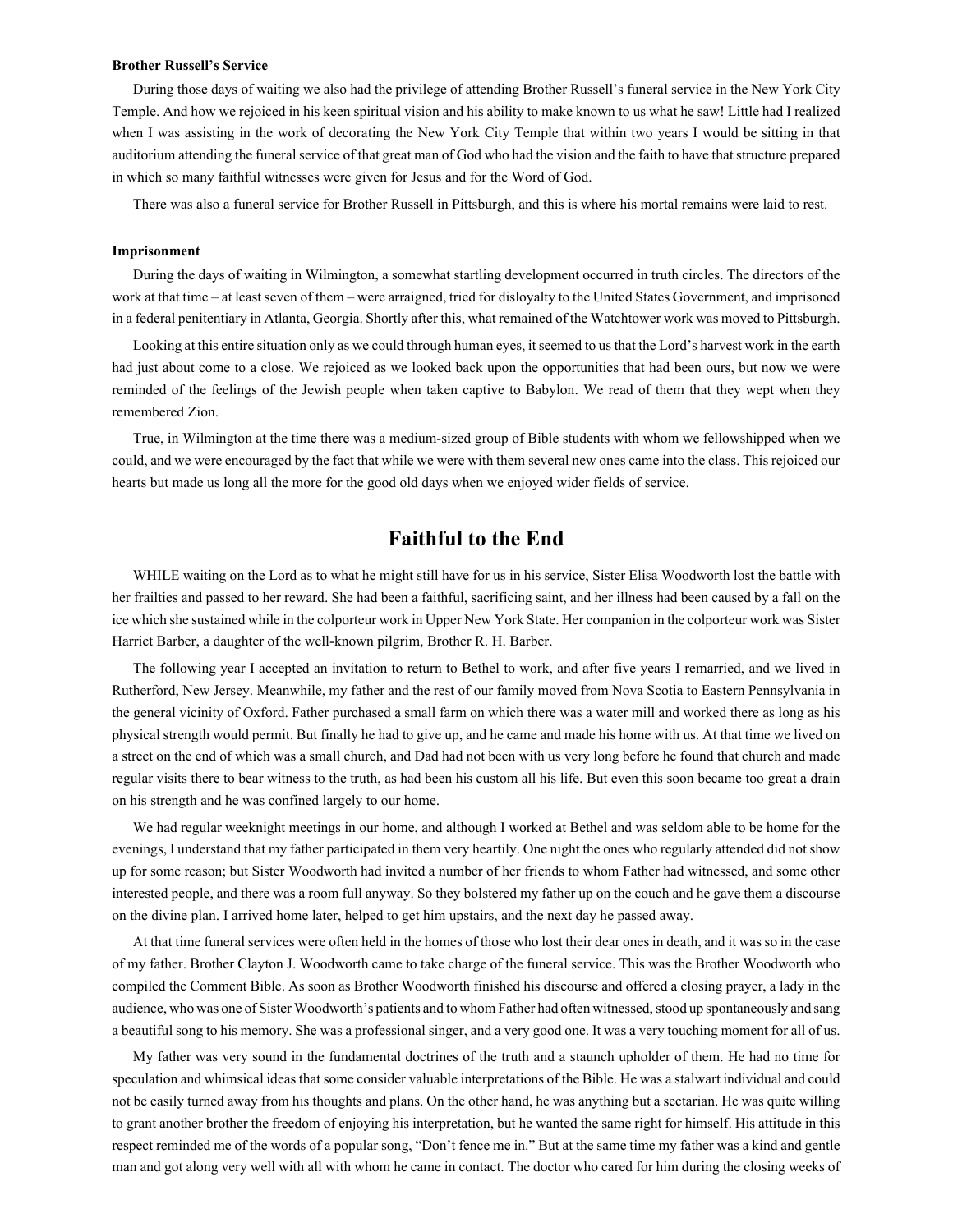**Brother Russell's Service**

During those days of waiting we also had the privilege of attending Brother Russell's funeral service in the New York City Temple. And how we rejoiced in his keen spiritual vision and his ability to make known to us what he saw! Little had I realized when I was assisting in the work of decorating the New York City Temple that within two years I would be sitting in that auditorium attending the funeral service of that great man of God who had the vision and the faith to have that structure prepared in which so many faithful witnesses were given for Jesus and for the Word of God.

There was also a funeral service for Brother Russell in Pittsburgh, and this is where his mortal remains were laid to rest.

**Imprisonment**

During the days of waiting in Wilmington, a somewhat startling development occurred in truth circles. The directors of the work at that time – at least seven of them – were arraigned, tried for disloyalty to the United States Government, and imprisoned in a federal penitentiary in Atlanta, Georgia. Shortly after this, what remained of the Watchtower work was moved to Pittsburgh.

Looking at this entire situation only as we could through human eyes, it seemed to us that the Lord's harvest work in the earth had just about come to a close. We rejoiced as we looked back upon the opportunities that had been ours, but now we were reminded of the feelings of the Jewish people when taken captive to Babylon. We read of them that they wept when they remembered Zion.

True, in Wilmington at the time there was a medium-sized group of Bible students with whom we fellowshipped when we could, and we were encouraged by the fact that while we were with them several new ones came into the class. This rejoiced our hearts but made us long all the more for the good old days when we enjoyed wider fields of service.

## Faithful to the End

WHILE waiting on the Lord as to what he might still have for us in his service, Sister Elisa Woodworth lost the battle with her frailties and passed to her reward. She had been a faithful, sacrificing saint, and her illness had been caused by a fall on the ice which she sustained while in the colporteur work in Upper New York State. Her companion in the colporteur work was Sister Harriet Barber, a daughter of the well-known pilgrim, Brother R. H. Barber.

The following year I accepted an invitation to return to Bethel to work, and after five years I remarried, and we lived in Rutherford, New Jersey. Meanwhile, my father and the rest of our family moved from Nova Scotia to Eastern Pennsylvania in the general vicinity of Oxford. Father purchased a small farm on which there was a water mill and worked there as long as his physical strength would permit. But finally he had to give up, and he came and made his home with us. At that time we lived on a street on the end of which was a small church, and Dad had not been with us very long before he found that church and made regular visits there to bear witness to the truth, as had been his custom all his life. But even this soon became too great a drain on his strength and he was confined largely to our home.

We had regular weeknight meetings in our home, and although I worked at Bethel and was seldom able to be home for the evenings, I understand that my father participated in them very heartily. One night the ones who regularly attended did not show up for some reason; but Sister Woodworth had invited a number of her friends to whom Father had witnessed, and some other interested people, and there was a room full anyway. So they bolstered my father up on the couch and he gave them a discourse on the divine plan. I arrived home later, helped to get him upstairs, and the next day he passed away.

At that time funeral services were often held in the homes of those who lost their dear ones in death, and it was so in the case of my father. Brother Clayton J. Woodworth came to take charge of the funeral service. This was the Brother Woodworth who compiled the Comment Bible. As soon as Brother Woodworth finished his discourse and offered a closing prayer, a lady in the audience, who was one of Sister Woodworth's patients and to whom Father had often witnessed, stood up spontaneously and sang a beautiful song to his memory. She was a professional singer, and a very good one. It was a very touching moment for all of us.

My father was very sound in the fundamental doctrines of the truth and a staunch upholder of them. He had no time for speculation and whimsical ideas that some consider valuable interpretations of the Bible. He was a stalwart individual and could not be easily turned away from his thoughts and plans. On the other hand, he was anything but a sectarian. He was quite willing to grant another brother the freedom of enjoying his interpretation, but he wanted the same right for himself. His attitude in this respect reminded me of the words of a popular song, "Don't fence me in." But at the same time my father was a kind and gentle man and got along very well with all with whom he came in contact. The doctor who cared for him during the closing weeks of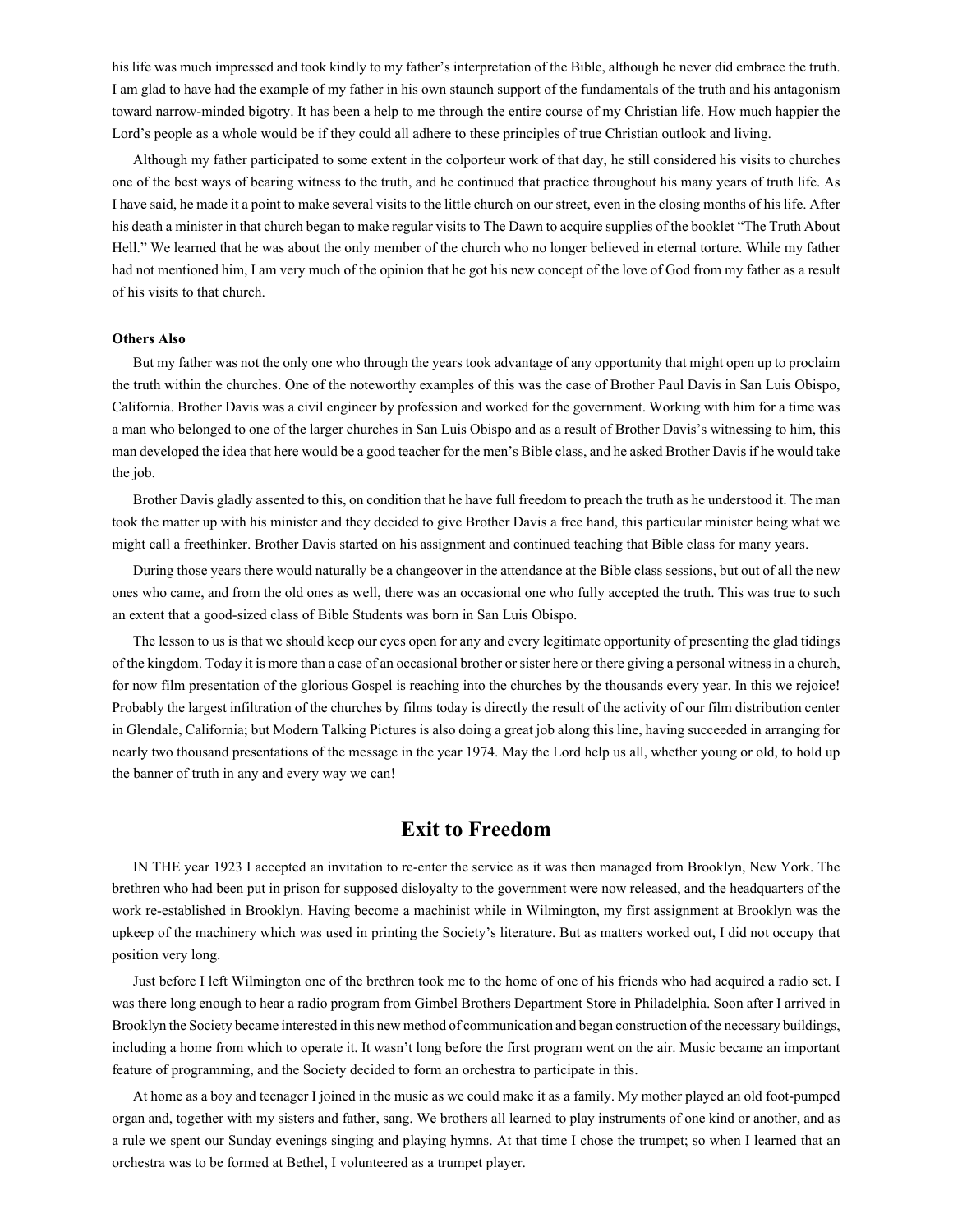his life was much impressed and took kindly to my father's interpretation of the Bible, although he never did embrace the truth. I am glad to have had the example of my father in his own staunch support of the fundamentals of the truth and his antagonism toward narrow-minded bigotry. It has been a help to me through the entire course of my Christian life. How much happier the Lord's people as a whole would be if they could all adhere to these principles of true Christian outlook and living.

Although my father participated to some extent in the colporteur work of that day, he still considered his visits to churches one of the best ways of bearing witness to the truth, and he continued that practice throughout his many years of truth life. As I have said, he made it a point to make several visits to the little church on our street, even in the closing months of his life. After his death a minister in that church began to make regular visits to The Dawn to acquire supplies of the booklet "The Truth About Hell." We learned that he was about the only member of the church who no longer believed in eternal torture. While my father had not mentioned him, I am very much of the opinion that he got his new concept of the love of God from my father as a result of his visits to that church.

**Others Also**

But my father was not the only one who through the years took advantage of any opportunity that might open up to proclaim the truth within the churches. One of the noteworthy examples of this was the case of Brother Paul Davis in San Luis Obispo, California. Brother Davis was a civil engineer by profession and worked for the government. Working with him for a time was a man who belonged to one of the larger churches in San Luis Obispo and as a result of Brother Davis's witnessing to him, this man developed the idea that here would be a good teacher for the men's Bible class, and he asked Brother Davis if he would take the job.

Brother Davis gladly assented to this, on condition that he have full freedom to preach the truth as he understood it. The man took the matter up with his minister and they decided to give Brother Davis a free hand, this particular minister being what we might call a freethinker. Brother Davis started on his assignment and continued teaching that Bible class for many years.

During those years there would naturally be a changeover in the attendance at the Bible class sessions, but out of all the new ones who came, and from the old ones as well, there was an occasional one who fully accepted the truth. This was true to such an extent that a good-sized class of Bible Students was born in San Luis Obispo.

The lesson to us is that we should keep our eyes open for any and every legitimate opportunity of presenting the glad tidings of the kingdom. Today it is more than a case of an occasional brother or sister here or there giving a personal witness in a church, for now film presentation of the glorious Gospel is reaching into the churches by the thousands every year. In this we rejoice! Probably the largest infiltration of the churches by films today is directly the result of the activity of our film distribution center in Glendale, California; but Modern Talking Pictures is also doing a great job along this line, having succeeded in arranging for nearly two thousand presentations of the message in the year 1974. May the Lord help us all, whether young or old, to hold up the banner of truth in any and every way we can!

## Exit to Freedom

IN THE year 1923 I accepted an invitation to re-enter the service as it was then managed from Brooklyn, New York. The brethren who had been put in prison for supposed disloyalty to the government were now released, and the headquarters of the work re-established in Brooklyn. Having become a machinist while in Wilmington, my first assignment at Brooklyn was the upkeep of the machinery which was used in printing the Society's literature. But as matters worked out, I did not occupy that position very long.

Just before I left Wilmington one of the brethren took me to the home of one of his friends who had acquired a radio set. I was there long enough to hear a radio program from Gimbel Brothers Department Store in Philadelphia. Soon after I arrived in Brooklyn the Society became interested in this new method of communication and began construction of the necessary buildings, including a home from which to operate it. It wasn't long before the first program went on the air. Music became an important feature of programming, and the Society decided to form an orchestra to participate in this.

At home as a boy and teenager I joined in the music as we could make it as a family. My mother played an old foot-pumped organ and, together with my sisters and father, sang. We brothers all learned to play instruments of one kind or another, and as a rule we spent our Sunday evenings singing and playing hymns. At that time I chose the trumpet; so when I learned that an orchestra was to be formed at Bethel, I volunteered as a trumpet player.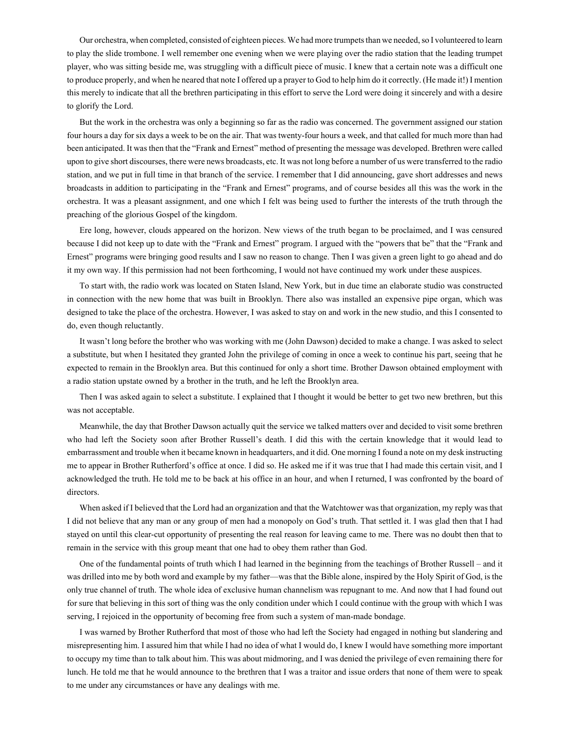Our orchestra, when completed, consisted of eighteen pieces. We had more trumpets than we needed, so I volunteered to learn to play the slide trombone. I well remember one evening when we were playing over the radio station that the leading trumpet player, who was sitting beside me, was struggling with a difficult piece of music. I knew that a certain note was a difficult one to produce properly, and when he neared that note I offered up a prayer to God to help him do it correctly. (He made it!) I mention this merely to indicate that all the brethren participating in this effort to serve the Lord were doing it sincerely and with a desire to glorify the Lord.

But the work in the orchestra was only a beginning so far as the radio was concerned. The government assigned our station four hours a day for six days a week to be on the air. That was twenty-four hours a week, and that called for much more than had been anticipated. It was then that the "Frank and Ernest" method of presenting the message was developed. Brethren were called upon to give short discourses, there were news broadcasts, etc. It was not long before a number of us were transferred to the radio station, and we put in full time in that branch of the service. I remember that I did announcing, gave short addresses and news broadcasts in addition to participating in the "Frank and Ernest" programs, and of course besides all this was the work in the orchestra. It was a pleasant assignment, and one which I felt was being used to further the interests of the truth through the preaching of the glorious Gospel of the kingdom.

Ere long, however, clouds appeared on the horizon. New views of the truth began to be proclaimed, and I was censured because I did not keep up to date with the "Frank and Ernest" program. I argued with the "powers that be" that the "Frank and Ernest" programs were bringing good results and I saw no reason to change. Then I was given a green light to go ahead and do it my own way. If this permission had not been forthcoming, I would not have continued my work under these auspices.

To start with, the radio work was located on Staten Island, New York, but in due time an elaborate studio was constructed in connection with the new home that was built in Brooklyn. There also was installed an expensive pipe organ, which was designed to take the place of the orchestra. However, I was asked to stay on and work in the new studio, and this I consented to do, even though reluctantly.

It wasn't long before the brother who was working with me (John Dawson) decided to make a change. I was asked to select a substitute, but when I hesitated they granted John the privilege of coming in once a week to continue his part, seeing that he expected to remain in the Brooklyn area. But this continued for only a short time. Brother Dawson obtained employment with a radio station upstate owned by a brother in the truth, and he left the Brooklyn area.

Then I was asked again to select a substitute. I explained that I thought it would be better to get two new brethren, but this was not acceptable.

Meanwhile, the day that Brother Dawson actually quit the service we talked matters over and decided to visit some brethren who had left the Society soon after Brother Russell's death. I did this with the certain knowledge that it would lead to embarrassment and trouble when it became known in headquarters, and it did. One morning I found a note on my desk instructing me to appear in Brother Rutherford's office at once. I did so. He asked me if it was true that I had made this certain visit, and I acknowledged the truth. He told me to be back at his office in an hour, and when I returned, I was confronted by the board of directors.

When asked if I believed that the Lord had an organization and that the Watchtower was that organization, my reply was that I did not believe that any man or any group of men had a monopoly on God's truth. That settled it. I was glad then that I had stayed on until this clear-cut opportunity of presenting the real reason for leaving came to me. There was no doubt then that to remain in the service with this group meant that one had to obey them rather than God.

One of the fundamental points of truth which I had learned in the beginning from the teachings of Brother Russell – and it was drilled into me by both word and example by my father—was that the Bible alone, inspired by the Holy Spirit of God, is the only true channel of truth. The whole idea of exclusive human channelism was repugnant to me. And now that I had found out for sure that believing in this sort of thing was the only condition under which I could continue with the group with which I was serving, I rejoiced in the opportunity of becoming free from such a system of man-made bondage.

I was warned by Brother Rutherford that most of those who had left the Society had engaged in nothing but slandering and misrepresenting him. I assured him that while I had no idea of what I would do, I knew I would have something more important to occupy my time than to talk about him. This was about midmoring, and I was denied the privilege of even remaining there for lunch. He told me that he would announce to the brethren that I was a traitor and issue orders that none of them were to speak to me under any circumstances or have any dealings with me.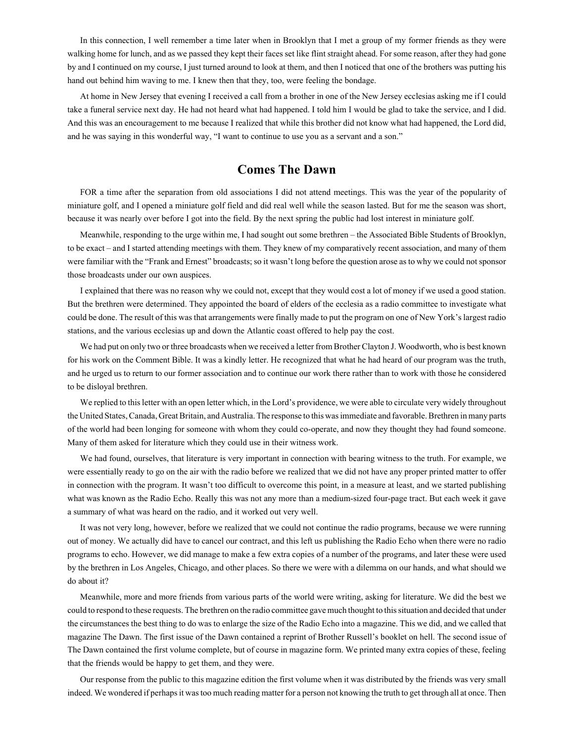In this connection, I well remember a time later when in Brooklyn that I met a group of my former friends as they were walking home for lunch, and as we passed they kept their faces set like flint straight ahead. For some reason, after they had gone by and I continued on my course, I just turned around to look at them, and then I noticed that one of the brothers was putting his hand out behind him waving to me. I knew then that they, too, were feeling the bondage.

At home in New Jersey that evening I received a call from a brother in one of the New Jersey ecclesias asking me if I could take a funeral service next day. He had not heard what had happened. I told him I would be glad to take the service, and I did. And this was an encouragement to me because I realized that while this brother did not know what had happened, the Lord did, and he was saying in this wonderful way, "I want to continue to use you as a servant and a son."

## Comes The Dawn

FOR a time after the separation from old associations I did not attend meetings. This was the year of the popularity of miniature golf, and I opened a miniature golf field and did real well while the season lasted. But for me the season was short, because it was nearly over before I got into the field. By the next spring the public had lost interest in miniature golf.

Meanwhile, responding to the urge within me, I had sought out some brethren – the Associated Bible Students of Brooklyn, to be exact – and I started attending meetings with them. They knew of my comparatively recent association, and many of them were familiar with the "Frank and Ernest" broadcasts; so it wasn't long before the question arose as to why we could not sponsor those broadcasts under our own auspices.

I explained that there was no reason why we could not, except that they would cost a lot of money if we used a good station. But the brethren were determined. They appointed the board of elders of the ecclesia as a radio committee to investigate what could be done. The result of this was that arrangements were finally made to put the program on one of New York's largest radio stations, and the various ecclesias up and down the Atlantic coast offered to help pay the cost.

We had put on only two or three broadcasts when we received a letter from Brother Clayton J. Woodworth, who is best known for his work on the Comment Bible. It was a kindly letter. He recognized that what he had heard of our program was the truth, and he urged us to return to our former association and to continue our work there rather than to work with those he considered to be disloyal brethren.

We replied to this letter with an open letter which, in the Lord's providence, we were able to circulate very widely throughout the United States, Canada, Great Britain, and Australia. The response to this was immediate and favorable. Brethren in many parts of the world had been longing for someone with whom they could co-operate, and now they thought they had found someone. Many of them asked for literature which they could use in their witness work.

We had found, ourselves, that literature is very important in connection with bearing witness to the truth. For example, we were essentially ready to go on the air with the radio before we realized that we did not have any proper printed matter to offer in connection with the program. It wasn't too difficult to overcome this point, in a measure at least, and we started publishing what was known as the Radio Echo. Really this was not any more than a medium-sized four-page tract. But each week it gave a summary of what was heard on the radio, and it worked out very well.

It was not very long, however, before we realized that we could not continue the radio programs, because we were running out of money. We actually did have to cancel our contract, and this left us publishing the Radio Echo when there were no radio programs to echo. However, we did manage to make a few extra copies of a number of the programs, and later these were used by the brethren in Los Angeles, Chicago, and other places. So there we were with a dilemma on our hands, and what should we do about it?

Meanwhile, more and more friends from various parts of the world were writing, asking for literature. We did the best we could to respond to these requests. The brethren on the radio committee gave much thought to this situation and decided that under the circumstances the best thing to do was to enlarge the size of the Radio Echo into a magazine. This we did, and we called that magazine The Dawn. The first issue of the Dawn contained a reprint of Brother Russell's booklet on hell. The second issue of The Dawn contained the first volume complete, but of course in magazine form. We printed many extra copies of these, feeling that the friends would be happy to get them, and they were.

Our response from the public to this magazine edition the first volume when it was distributed by the friends was very small indeed. We wondered if perhaps it was too much reading matter for a person not knowing the truth to get through all at once. Then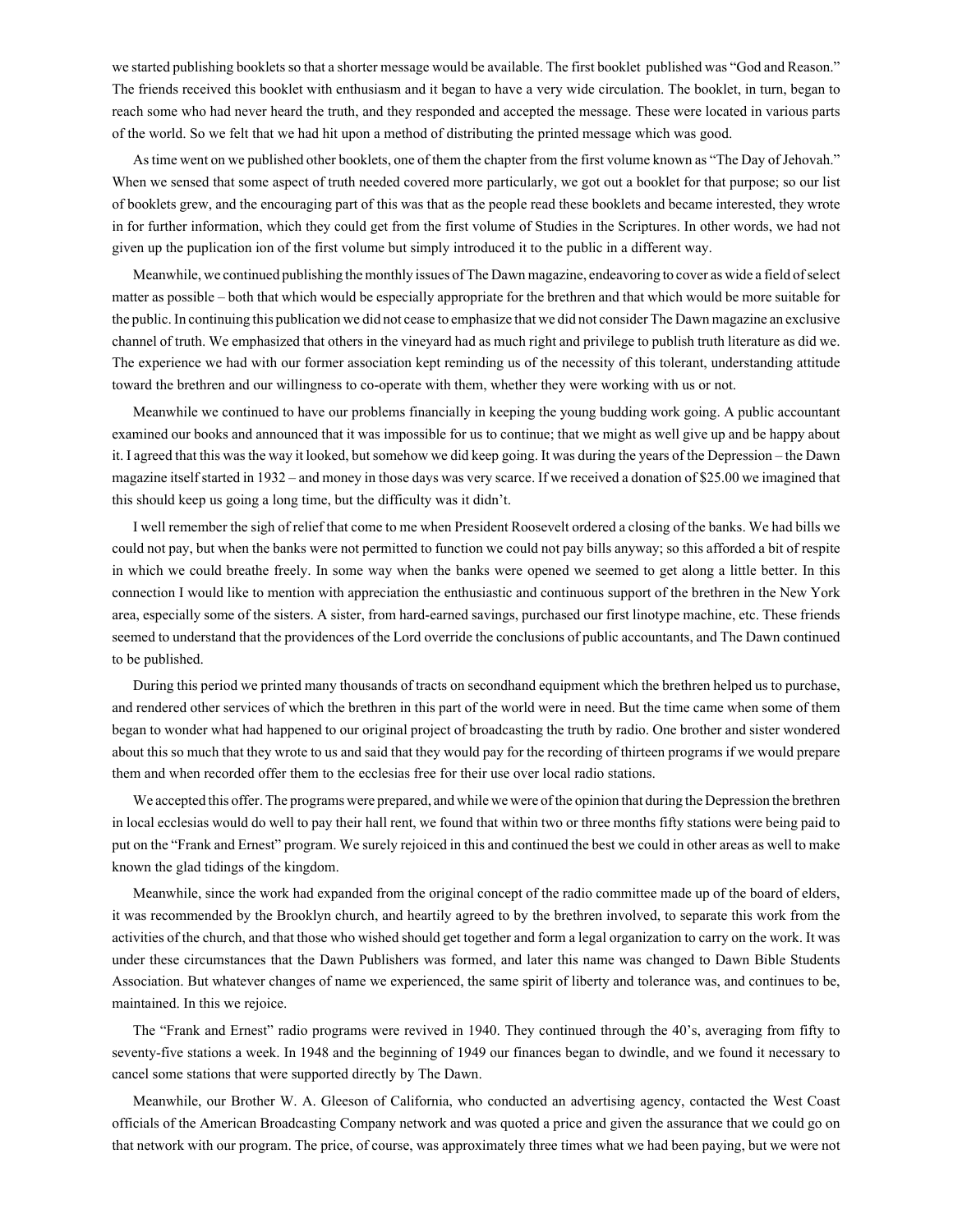we started publishing booklets so that a shorter message would be available. The first booklet published was "God and Reason." The friends received this booklet with enthusiasm and it began to have a very wide circulation. The booklet, in turn, began to reach some who had never heard the truth, and they responded and accepted the message. These were located in various parts of the world. So we felt that we had hit upon a method of distributing the printed message which was good.

As time went on we published other booklets, one of them the chapter from the first volume known as "The Day of Jehovah." When we sensed that some aspect of truth needed covered more particularly, we got out a booklet for that purpose; so our list of booklets grew, and the encouraging part of this was that as the people read these booklets and became interested, they wrote in for further information, which they could get from the first volume of Studies in the Scriptures. In other words, we had not given up the puplication ion of the first volume but simply introduced it to the public in a different way.

Meanwhile, we continued publishing the monthly issues of The Dawn magazine, endeavoring to cover as wide a field of select matter as possible – both that which would be especially appropriate for the brethren and that which would be more suitable for the public. In continuing this publication we did not cease to emphasize that we did not consider The Dawn magazine an exclusive channel of truth. We emphasized that others in the vineyard had as much right and privilege to publish truth literature as did we. The experience we had with our former association kept reminding us of the necessity of this tolerant, understanding attitude toward the brethren and our willingness to co-operate with them, whether they were working with us or not.

Meanwhile we continued to have our problems financially in keeping the young budding work going. A public accountant examined our books and announced that it was impossible for us to continue; that we might as well give up and be happy about it. I agreed that this was the way it looked, but somehow we did keep going. It was during the years of the Depression – the Dawn magazine itself started in 1932 – and money in those days was very scarce. If we received a donation of $25.00 we imagined that this should keep us going a long time, but the difficulty was it didn't.

I well remember the sigh of relief that come to me when President Roosevelt ordered a closing of the banks. We had bills we could not pay, but when the banks were not permitted to function we could not pay bills anyway; so this afforded a bit of respite in which we could breathe freely. In some way when the banks were opened we seemed to get along a little better. In this connection I would like to mention with appreciation the enthusiastic and continuous support of the brethren in the New York area, especially some of the sisters. A sister, from hard-earned savings, purchased our first linotype machine, etc. These friends seemed to understand that the providences of the Lord override the conclusions of public accountants, and The Dawn continued to be published.

During this period we printed many thousands of tracts on secondhand equipment which the brethren helped us to purchase, and rendered other services of which the brethren in this part of the world were in need. But the time came when some of them began to wonder what had happened to our original project of broadcasting the truth by radio. One brother and sister wondered about this so much that they wrote to us and said that they would pay for the recording of thirteen programs if we would prepare them and when recorded offer them to the ecclesias free for their use over local radio stations.

We accepted this offer. The programs were prepared, and while we were of the opinion that during the Depression the brethren in local ecclesias would do well to pay their hall rent, we found that within two or three months fifty stations were being paid to put on the "Frank and Ernest" program. We surely rejoiced in this and continued the best we could in other areas as well to make known the glad tidings of the kingdom.

Meanwhile, since the work had expanded from the original concept of the radio committee made up of the board of elders, it was recommended by the Brooklyn church, and heartily agreed to by the brethren involved, to separate this work from the activities of the church, and that those who wished should get together and form a legal organization to carry on the work. It was under these circumstances that the Dawn Publishers was formed, and later this name was changed to Dawn Bible Students Association. But whatever changes of name we experienced, the same spirit of liberty and tolerance was, and continues to be, maintained. In this we rejoice.

The "Frank and Ernest" radio programs were revived in 1940. They continued through the 40's, averaging from fifty to seventy-five stations a week. In 1948 and the beginning of 1949 our finances began to dwindle, and we found it necessary to cancel some stations that were supported directly by The Dawn.

Meanwhile, our Brother W. A. Gleeson of California, who conducted an advertising agency, contacted the West Coast officials of the American Broadcasting Company network and was quoted a price and given the assurance that we could go on that network with our program. The price, of course, was approximately three times what we had been paying, but we were not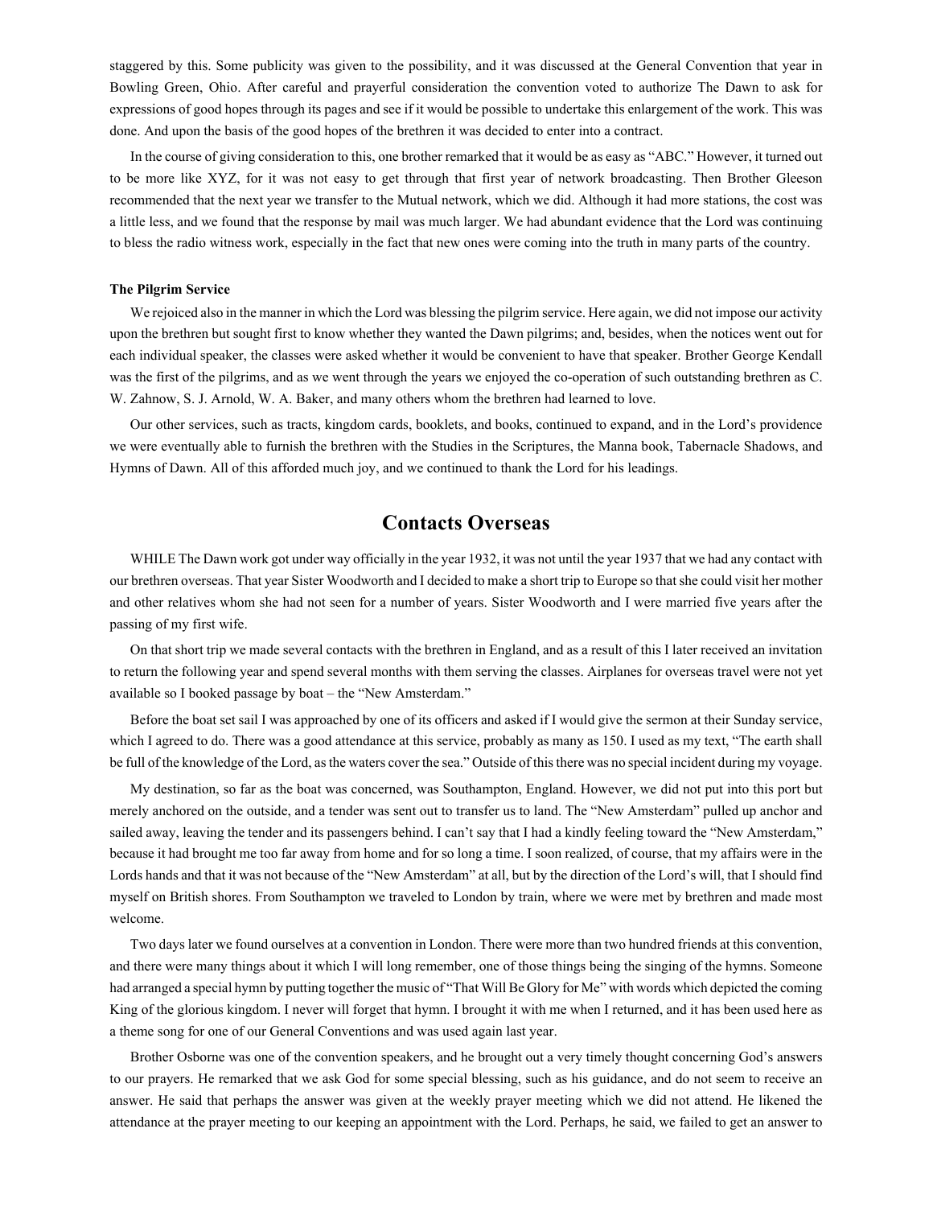staggered by this. Some publicity was given to the possibility, and it was discussed at the General Convention that year in Bowling Green, Ohio. After careful and prayerful consideration the convention voted to authorize The Dawn to ask for expressions of good hopes through its pages and see if it would be possible to undertake this enlargement of the work. This was done. And upon the basis of the good hopes of the brethren it was decided to enter into a contract.

In the course of giving consideration to this, one brother remarked that it would be as easy as "ABC." However, it turned out to be more like XYZ, for it was not easy to get through that first year of network broadcasting. Then Brother Gleeson recommended that the next year we transfer to the Mutual network, which we did. Although it had more stations, the cost was a little less, and we found that the response by mail was much larger. We had abundant evidence that the Lord was continuing to bless the radio witness work, especially in the fact that new ones were coming into the truth in many parts of the country.

**The Pilgrim Service**

We rejoiced also in the manner in which the Lord was blessing the pilgrim service. Here again, we did not impose our activity upon the brethren but sought first to know whether they wanted the Dawn pilgrims; and, besides, when the notices went out for each individual speaker, the classes were asked whether it would be convenient to have that speaker. Brother George Kendall was the first of the pilgrims, and as we went through the years we enjoyed the co-operation of such outstanding brethren as C. W. Zahnow, S. J. Arnold, W. A. Baker, and many others whom the brethren had learned to love.

Our other services, such as tracts, kingdom cards, booklets, and books, continued to expand, and in the Lord's providence we were eventually able to furnish the brethren with the Studies in the Scriptures, the Manna book, Tabernacle Shadows, and Hymns of Dawn. All of this afforded much joy, and we continued to thank the Lord for his leadings.

## Contacts Overseas

WHILE The Dawn work got under way officially in the year 1932, it was not until the year 1937 that we had any contact with our brethren overseas. That year Sister Woodworth and I decided to make a short trip to Europe so that she could visit her mother and other relatives whom she had not seen for a number of years. Sister Woodworth and I were married five years after the passing of my first wife.

On that short trip we made several contacts with the brethren in England, and as a result of this I later received an invitation to return the following year and spend several months with them serving the classes. Airplanes for overseas travel were not yet available so I booked passage by boat – the "New Amsterdam."

Before the boat set sail I was approached by one of its officers and asked if I would give the sermon at their Sunday service, which I agreed to do. There was a good attendance at this service, probably as many as 150. I used as my text, "The earth shall be full of the knowledge of the Lord, as the waters cover the sea." Outside of this there was no special incident during my voyage.

My destination, so far as the boat was concerned, was Southampton, England. However, we did not put into this port but merely anchored on the outside, and a tender was sent out to transfer us to land. The "New Amsterdam" pulled up anchor and sailed away, leaving the tender and its passengers behind. I can't say that I had a kindly feeling toward the "New Amsterdam," because it had brought me too far away from home and for so long a time. I soon realized, of course, that my affairs were in the Lords hands and that it was not because of the "New Amsterdam" at all, but by the direction of the Lord's will, that I should find myself on British shores. From Southampton we traveled to London by train, where we were met by brethren and made most welcome.

Two days later we found ourselves at a convention in London. There were more than two hundred friends at this convention, and there were many things about it which I will long remember, one of those things being the singing of the hymns. Someone had arranged a special hymn by putting together the music of "That Will Be Glory for Me" with words which depicted the coming King of the glorious kingdom. I never will forget that hymn. I brought it with me when I returned, and it has been used here as a theme song for one of our General Conventions and was used again last year.

Brother Osborne was one of the convention speakers, and he brought out a very timely thought concerning God's answers to our prayers. He remarked that we ask God for some special blessing, such as his guidance, and do not seem to receive an answer. He said that perhaps the answer was given at the weekly prayer meeting which we did not attend. He likened the attendance at the prayer meeting to our keeping an appointment with the Lord. Perhaps, he said, we failed to get an answer to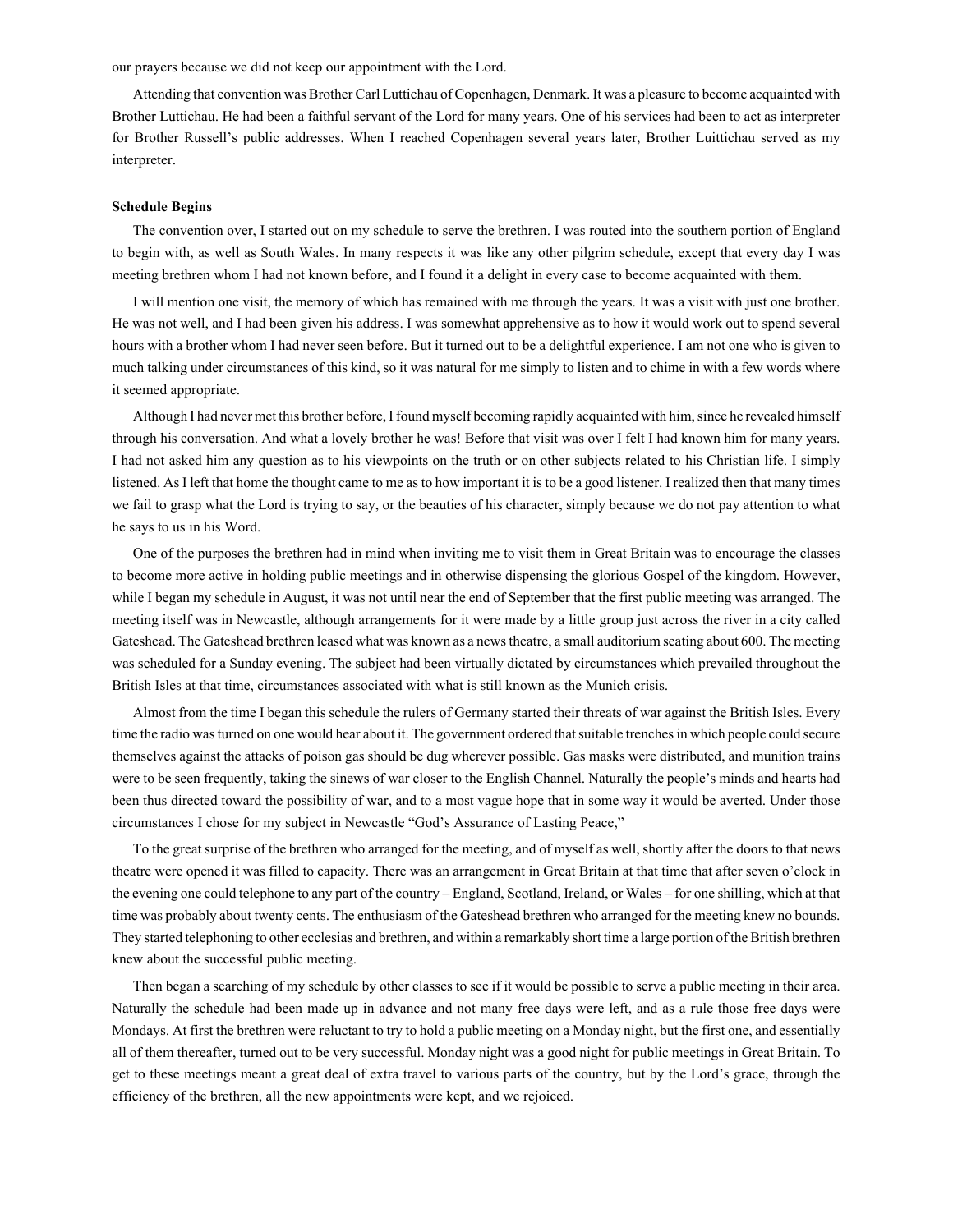our prayers because we did not keep our appointment with the Lord.

Attending that convention was Brother Carl Luttichau of Copenhagen, Denmark. It was a pleasure to become acquainted with Brother Luttichau. He had been a faithful servant of the Lord for many years. One of his services had been to act as interpreter for Brother Russell's public addresses. When I reached Copenhagen several years later, Brother Luittichau served as my interpreter.

**Schedule Begins**

The convention over, I started out on my schedule to serve the brethren. I was routed into the southern portion of England to begin with, as well as South Wales. In many respects it was like any other pilgrim schedule, except that every day I was meeting brethren whom I had not known before, and I found it a delight in every case to become acquainted with them.

I will mention one visit, the memory of which has remained with me through the years. It was a visit with just one brother. He was not well, and I had been given his address. I was somewhat apprehensive as to how it would work out to spend several hours with a brother whom I had never seen before. But it turned out to be a delightful experience. I am not one who is given to much talking under circumstances of this kind, so it was natural for me simply to listen and to chime in with a few words where it seemed appropriate.

Although I had never met this brother before, I found myself becoming rapidly acquainted with him, since he revealed himself through his conversation. And what a lovely brother he was! Before that visit was over I felt I had known him for many years. I had not asked him any question as to his viewpoints on the truth or on other subjects related to his Christian life. I simply listened. As I left that home the thought came to me as to how important it is to be a good listener. I realized then that many times we fail to grasp what the Lord is trying to say, or the beauties of his character, simply because we do not pay attention to what he says to us in his Word.

One of the purposes the brethren had in mind when inviting me to visit them in Great Britain was to encourage the classes to become more active in holding public meetings and in otherwise dispensing the glorious Gospel of the kingdom. However, while I began my schedule in August, it was not until near the end of September that the first public meeting was arranged. The meeting itself was in Newcastle, although arrangements for it were made by a little group just across the river in a city called Gateshead. The Gateshead brethren leased what was known as a news theatre, a small auditorium seating about 600. The meeting was scheduled for a Sunday evening. The subject had been virtually dictated by circumstances which prevailed throughout the British Isles at that time, circumstances associated with what is still known as the Munich crisis.

Almost from the time I began this schedule the rulers of Germany started their threats of war against the British Isles. Every time the radio was turned on one would hear about it. The government ordered that suitable trenches in which people could secure themselves against the attacks of poison gas should be dug wherever possible. Gas masks were distributed, and munition trains were to be seen frequently, taking the sinews of war closer to the English Channel. Naturally the people's minds and hearts had been thus directed toward the possibility of war, and to a most vague hope that in some way it would be averted. Under those circumstances I chose for my subject in Newcastle "God's Assurance of Lasting Peace,"

To the great surprise of the brethren who arranged for the meeting, and of myself as well, shortly after the doors to that news theatre were opened it was filled to capacity. There was an arrangement in Great Britain at that time that after seven o'clock in the evening one could telephone to any part of the country – England, Scotland, Ireland, or Wales – for one shilling, which at that time was probably about twenty cents. The enthusiasm of the Gateshead brethren who arranged for the meeting knew no bounds. They started telephoning to other ecclesias and brethren, and within a remarkably short time a large portion of the British brethren knew about the successful public meeting.

Then began a searching of my schedule by other classes to see if it would be possible to serve a public meeting in their area. Naturally the schedule had been made up in advance and not many free days were left, and as a rule those free days were Mondays. At first the brethren were reluctant to try to hold a public meeting on a Monday night, but the first one, and essentially all of them thereafter, turned out to be very successful. Monday night was a good night for public meetings in Great Britain. To get to these meetings meant a great deal of extra travel to various parts of the country, but by the Lord's grace, through the efficiency of the brethren, all the new appointments were kept, and we rejoiced.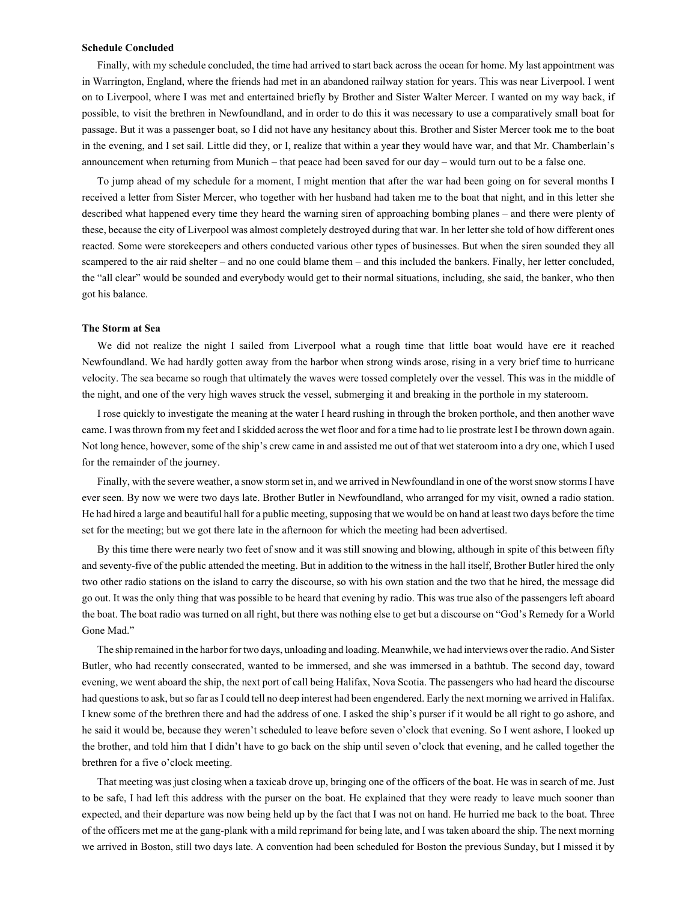### Schedule Concluded

Finally, with my schedule concluded, the time had arrived to start back across the ocean for home. My last appointment was in Warrington, England, where the friends had met in an abandoned railway station for years. This was near Liverpool. I went on to Liverpool, where I was met and entertained briefly by Brother and Sister Walter Mercer. I wanted on my way back, if possible, to visit the brethren in Newfoundland, and in order to do this it was necessary to use a comparatively small boat for passage. But it was a passenger boat, so I did not have any hesitancy about this. Brother and Sister Mercer took me to the boat in the evening, and I set sail. Little did they, or I, realize that within a year they would have war, and that Mr. Chamberlain's announcement when returning from Munich – that peace had been saved for our day – would turn out to be a false one.

To jump ahead of my schedule for a moment, I might mention that after the war had been going on for several months I received a letter from Sister Mercer, who together with her husband had taken me to the boat that night, and in this letter she described what happened every time they heard the warning siren of approaching bombing planes – and there were plenty of these, because the city of Liverpool was almost completely destroyed during that war. In her letter she told of how different ones reacted. Some were storekeepers and others conducted various other types of businesses. But when the siren sounded they all scampered to the air raid shelter – and no one could blame them – and this included the bankers. Finally, her letter concluded, the "all clear" would be sounded and everybody would get to their normal situations, including, she said, the banker, who then got his balance.

### The Storm at Sea

We did not realize the night I sailed from Liverpool what a rough time that little boat would have ere it reached Newfoundland. We had hardly gotten away from the harbor when strong winds arose, rising in a very brief time to hurricane velocity. The sea became so rough that ultimately the waves were tossed completely over the vessel. This was in the middle of the night, and one of the very high waves struck the vessel, submerging it and breaking in the porthole in my stateroom.

I rose quickly to investigate the meaning at the water I heard rushing in through the broken porthole, and then another wave came. I was thrown from my feet and I skidded across the wet floor and for a time had to lie prostrate lest I be thrown down again. Not long hence, however, some of the ship's crew came in and assisted me out of that wet stateroom into a dry one, which I used for the remainder of the journey.

Finally, with the severe weather, a snow storm set in, and we arrived in Newfoundland in one of the worst snow storms I have ever seen. By now we were two days late. Brother Butler in Newfoundland, who arranged for my visit, owned a radio station. He had hired a large and beautiful hall for a public meeting, supposing that we would be on hand at least two days before the time set for the meeting; but we got there late in the afternoon for which the meeting had been advertised.

By this time there were nearly two feet of snow and it was still snowing and blowing, although in spite of this between fifty and seventy-five of the public attended the meeting. But in addition to the witness in the hall itself, Brother Butler hired the only two other radio stations on the island to carry the discourse, so with his own station and the two that he hired, the message did go out. It was the only thing that was possible to be heard that evening by radio. This was true also of the passengers left aboard the boat. The boat radio was turned on all right, but there was nothing else to get but a discourse on "God's Remedy for a World Gone Mad."

The ship remained in the harbor for two days, unloading and loading. Meanwhile, we had interviews over the radio. And Sister Butler, who had recently consecrated, wanted to be immersed, and she was immersed in a bathtub. The second day, toward evening, we went aboard the ship, the next port of call being Halifax, Nova Scotia. The passengers who had heard the discourse had questions to ask, but so far as I could tell no deep interest had been engendered. Early the next morning we arrived in Halifax. I knew some of the brethren there and had the address of one. I asked the ship's purser if it would be all right to go ashore, and he said it would be, because they weren't scheduled to leave before seven o'clock that evening. So I went ashore, I looked up the brother, and told him that I didn't have to go back on the ship until seven o'clock that evening, and he called together the brethren for a five o'clock meeting.

That meeting was just closing when a taxicab drove up, bringing one of the officers of the boat. He was in search of me. Just to be safe, I had left this address with the purser on the boat. He explained that they were ready to leave much sooner than expected, and their departure was now being held up by the fact that I was not on hand. He hurried me back to the boat. Three of the officers met me at the gang-plank with a mild reprimand for being late, and I was taken aboard the ship. The next morning we arrived in Boston, still two days late. A convention had been scheduled for Boston the previous Sunday, but I missed it by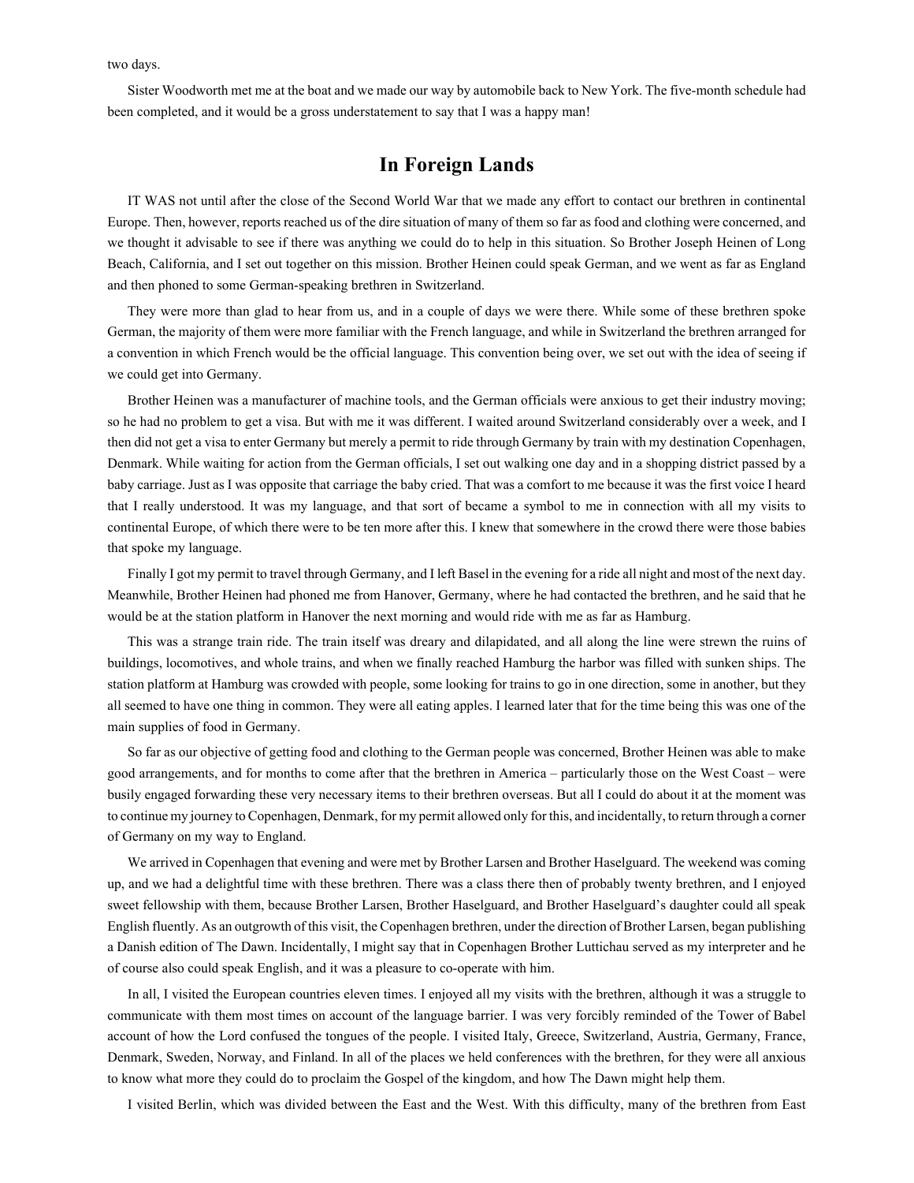two days.

Sister Woodworth met me at the boat and we made our way by automobile back to New York. The five-month schedule had been completed, and it would be a gross understatement to say that I was a happy man!

## In Foreign Lands

IT WAS not until after the close of the Second World War that we made any effort to contact our brethren in continental Europe. Then, however, reports reached us of the dire situation of many of them so far as food and clothing were concerned, and we thought it advisable to see if there was anything we could do to help in this situation. So Brother Joseph Heinen of Long Beach, California, and I set out together on this mission. Brother Heinen could speak German, and we went as far as England and then phoned to some German-speaking brethren in Switzerland.

They were more than glad to hear from us, and in a couple of days we were there. While some of these brethren spoke German, the majority of them were more familiar with the French language, and while in Switzerland the brethren arranged for a convention in which French would be the official language. This convention being over, we set out with the idea of seeing if we could get into Germany.

Brother Heinen was a manufacturer of machine tools, and the German officials were anxious to get their industry moving; so he had no problem to get a visa. But with me it was different. I waited around Switzerland considerably over a week, and I then did not get a visa to enter Germany but merely a permit to ride through Germany by train with my destination Copenhagen, Denmark. While waiting for action from the German officials, I set out walking one day and in a shopping district passed by a baby carriage. Just as I was opposite that carriage the baby cried. That was a comfort to me because it was the first voice I heard that I really understood. It was my language, and that sort of became a symbol to me in connection with all my visits to continental Europe, of which there were to be ten more after this. I knew that somewhere in the crowd there were those babies that spoke my language.

Finally I got my permit to travel through Germany, and I left Basel in the evening for a ride all night and most of the next day. Meanwhile, Brother Heinen had phoned me from Hanover, Germany, where he had contacted the brethren, and he said that he would be at the station platform in Hanover the next morning and would ride with me as far as Hamburg.

This was a strange train ride. The train itself was dreary and dilapidated, and all along the line were strewn the ruins of buildings, locomotives, and whole trains, and when we finally reached Hamburg the harbor was filled with sunken ships. The station platform at Hamburg was crowded with people, some looking for trains to go in one direction, some in another, but they all seemed to have one thing in common. They were all eating apples. I learned later that for the time being this was one of the main supplies of food in Germany.

So far as our objective of getting food and clothing to the German people was concerned, Brother Heinen was able to make good arrangements, and for months to come after that the brethren in America – particularly those on the West Coast – were busily engaged forwarding these very necessary items to their brethren overseas. But all I could do about it at the moment was to continue my journey to Copenhagen, Denmark, for my permit allowed only for this, and incidentally, to return through a corner of Germany on my way to England.

We arrived in Copenhagen that evening and were met by Brother Larsen and Brother Haselguard. The weekend was coming up, and we had a delightful time with these brethren. There was a class there then of probably twenty brethren, and I enjoyed sweet fellowship with them, because Brother Larsen, Brother Haselguard, and Brother Haselguard's daughter could all speak English fluently. As an outgrowth of this visit, the Copenhagen brethren, under the direction of Brother Larsen, began publishing a Danish edition of The Dawn. Incidentally, I might say that in Copenhagen Brother Luttichau served as my interpreter and he of course also could speak English, and it was a pleasure to co-operate with him.

In all, I visited the European countries eleven times. I enjoyed all my visits with the brethren, although it was a struggle to communicate with them most times on account of the language barrier. I was very forcibly reminded of the Tower of Babel account of how the Lord confused the tongues of the people. I visited Italy, Greece, Switzerland, Austria, Germany, France, Denmark, Sweden, Norway, and Finland. In all of the places we held conferences with the brethren, for they were all anxious to know what more they could do to proclaim the Gospel of the kingdom, and how The Dawn might help them.

I visited Berlin, which was divided between the East and the West. With this difficulty, many of the brethren from East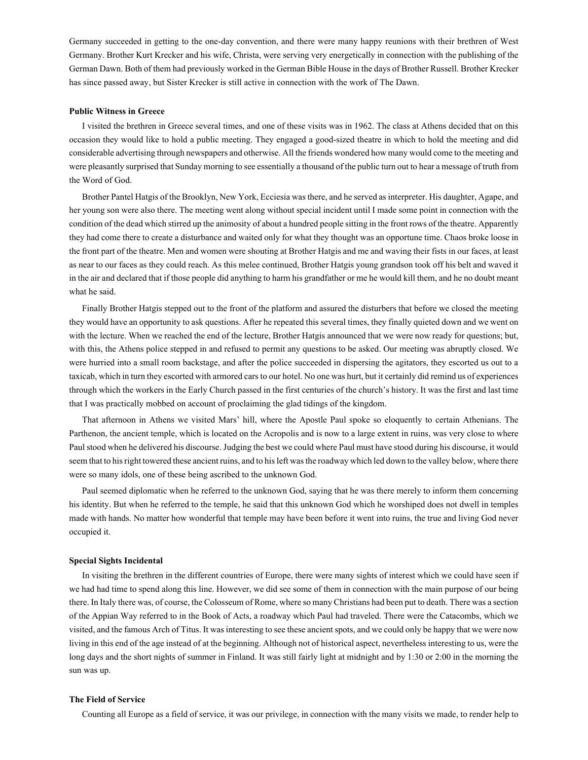Germany succeeded in getting to the one-day convention, and there were many happy reunions with their brethren of West Germany. Brother Kurt Krecker and his wife, Christa, were serving very energetically in connection with the publishing of the German Dawn. Both of them had previously worked in the German Bible House in the days of Brother Russell. Brother Krecker has since passed away, but Sister Krecker is still active in connection with the work of The Dawn.

**Public Witness in Greece**

I visited the brethren in Greece several times, and one of these visits was in 1962. The class at Athens decided that on this occasion they would like to hold a public meeting. They engaged a good-sized theatre in which to hold the meeting and did considerable advertising through newspapers and otherwise. All the friends wondered how many would come to the meeting and were pleasantly surprised that Sunday morning to see essentially a thousand of the public turn out to hear a message of truth from the Word of God.

Brother Pantel Hatgis of the Brooklyn, New York, Ecciesia was there, and he served as interpreter. His daughter, Agape, and her young son were also there. The meeting went along without special incident until I made some point in connection with the condition of the dead which stirred up the animosity of about a hundred people sitting in the front rows of the theatre. Apparently they had come there to create a disturbance and waited only for what they thought was an opportune time. Chaos broke loose in the front part of the theatre. Men and women were shouting at Brother Hatgis and me and waving their fists in our faces, at least as near to our faces as they could reach. As this melee continued, Brother Hatgis young grandson took off his belt and waved it in the air and declared that if those people did anything to harm his grandfather or me he would kill them, and he no doubt meant what he said.

Finally Brother Hatgis stepped out to the front of the platform and assured the disturbers that before we closed the meeting they would have an opportunity to ask questions. After he repeated this several times, they finally quieted down and we went on with the lecture. When we reached the end of the lecture, Brother Hatgis announced that we were now ready for questions; but, with this, the Athens police stepped in and refused to permit any questions to be asked. Our meeting was abruptly closed. We were hurried into a small room backstage, and after the police succeeded in dispersing the agitators, they escorted us out to a taxicab, which in turn they escorted with armored cars to our hotel. No one was hurt, but it certainly did remind us of experiences through which the workers in the Early Church passed in the first centuries of the church's history. It was the first and last time that I was practically mobbed on account of proclaiming the glad tidings of the kingdom.

That afternoon in Athens we visited Mars' hill, where the Apostle Paul spoke so eloquently to certain Athenians. The Parthenon, the ancient temple, which is located on the Acropolis and is now to a large extent in ruins, was very close to where Paul stood when he delivered his discourse. Judging the best we could where Paul must have stood during his discourse, it would seem that to his right towered these ancient ruins, and to his left was the roadway which led down to the valley below, where there were so many idols, one of these being ascribed to the unknown God.

Paul seemed diplomatic when he referred to the unknown God, saying that he was there merely to inform them concerning his identity. But when he referred to the temple, he said that this unknown God which he worshiped does not dwell in temples made with hands. No matter how wonderful that temple may have been before it went into ruins, the true and living God never occupied it.

**Special Sights Incidental**

In visiting the brethren in the different countries of Europe, there were many sights of interest which we could have seen if we had had time to spend along this line. However, we did see some of them in connection with the main purpose of our being there. In Italy there was, of course, the Colosseum of Rome, where so many Christians had been put to death. There was a section of the Appian Way referred to in the Book of Acts, a roadway which Paul had traveled. There were the Catacombs, which we visited, and the famous Arch of Titus. It was interesting to see these ancient spots, and we could only be happy that we were now living in this end of the age instead of at the beginning. Although not of historical aspect, nevertheless interesting to us, were the long days and the short nights of summer in Finland. It was still fairly light at midnight and by 1:30 or 2:00 in the morning the sun was up.

**The Field of Service**

Counting all Europe as a field of service, it was our privilege, in connection with the many visits we made, to render help to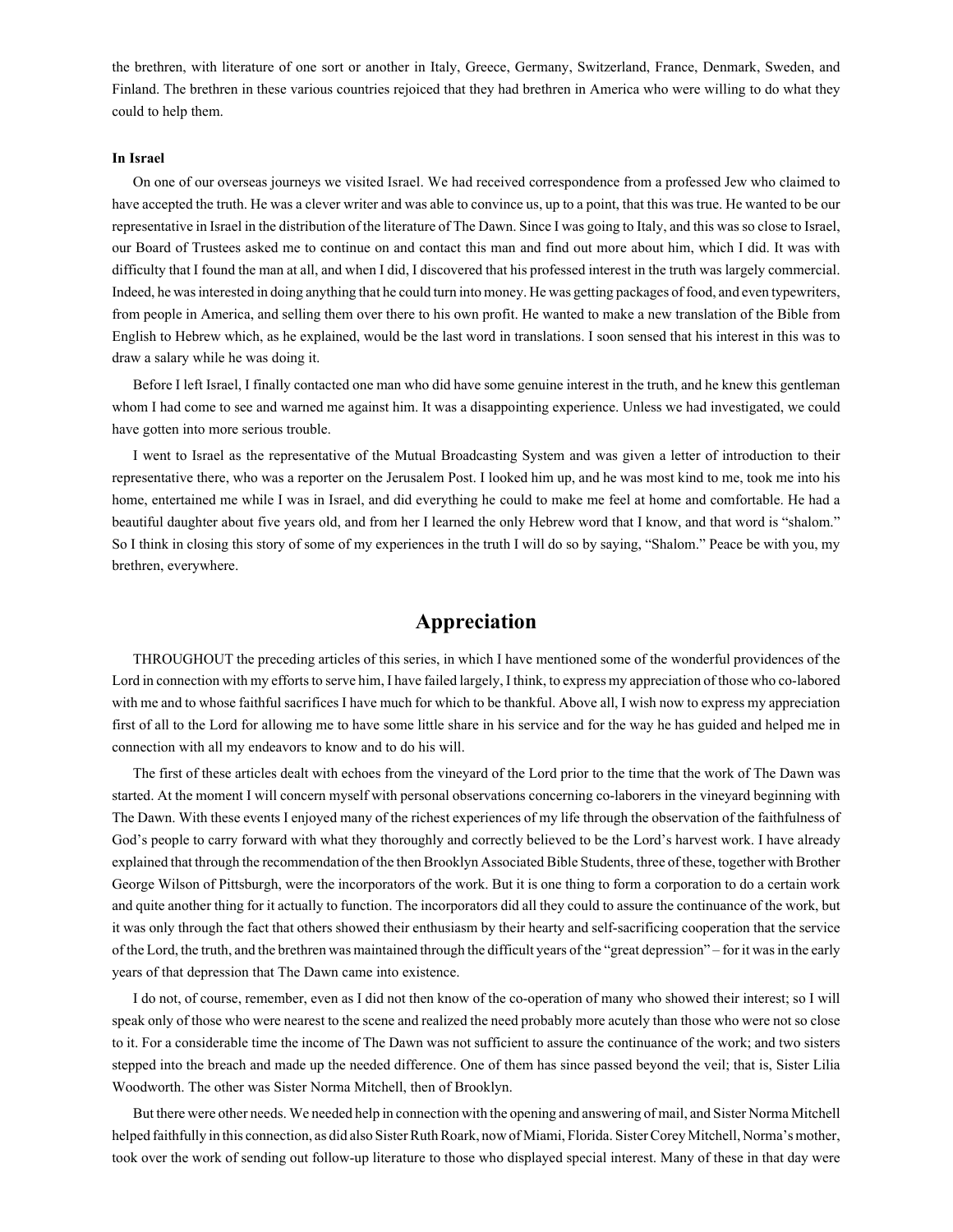the brethren, with literature of one sort or another in Italy, Greece, Germany, Switzerland, France, Denmark, Sweden, and Finland. The brethren in these various countries rejoiced that they had brethren in America who were willing to do what they could to help them.

**In Israel**

On one of our overseas journeys we visited Israel. We had received correspondence from a professed Jew who claimed to have accepted the truth. He was a clever writer and was able to convince us, up to a point, that this was true. He wanted to be our representative in Israel in the distribution of the literature of The Dawn. Since I was going to Italy, and this was so close to Israel, our Board of Trustees asked me to continue on and contact this man and find out more about him, which I did. It was with difficulty that I found the man at all, and when I did, I discovered that his professed interest in the truth was largely commercial. Indeed, he was interested in doing anything that he could turn into money. He was getting packages of food, and even typewriters, from people in America, and selling them over there to his own profit. He wanted to make a new translation of the Bible from English to Hebrew which, as he explained, would be the last word in translations. I soon sensed that his interest in this was to draw a salary while he was doing it.

Before I left Israel, I finally contacted one man who did have some genuine interest in the truth, and he knew this gentleman whom I had come to see and warned me against him. It was a disappointing experience. Unless we had investigated, we could have gotten into more serious trouble.

I went to Israel as the representative of the Mutual Broadcasting System and was given a letter of introduction to their representative there, who was a reporter on the Jerusalem Post. I looked him up, and he was most kind to me, took me into his home, entertained me while I was in Israel, and did everything he could to make me feel at home and comfortable. He had a beautiful daughter about five years old, and from her I learned the only Hebrew word that I know, and that word is "shalom." So I think in closing this story of some of my experiences in the truth I will do so by saying, "Shalom." Peace be with you, my brethren, everywhere.

## Appreciation

THROUGHOUT the preceding articles of this series, in which I have mentioned some of the wonderful providences of the Lord in connection with my efforts to serve him, I have failed largely, I think, to express my appreciation of those who co-labored with me and to whose faithful sacrifices I have much for which to be thankful. Above all, I wish now to express my appreciation first of all to the Lord for allowing me to have some little share in his service and for the way he has guided and helped me in connection with all my endeavors to know and to do his will.

The first of these articles dealt with echoes from the vineyard of the Lord prior to the time that the work of The Dawn was started. At the moment I will concern myself with personal observations concerning co-laborers in the vineyard beginning with The Dawn. With these events I enjoyed many of the richest experiences of my life through the observation of the faithfulness of God's people to carry forward with what they thoroughly and correctly believed to be the Lord's harvest work. I have already explained that through the recommendation of the then Brooklyn Associated Bible Students, three of these, together with Brother George Wilson of Pittsburgh, were the incorporators of the work. But it is one thing to form a corporation to do a certain work and quite another thing for it actually to function. The incorporators did all they could to assure the continuance of the work, but it was only through the fact that others showed their enthusiasm by their hearty and self-sacrificing cooperation that the service of the Lord, the truth, and the brethren was maintained through the difficult years of the "great depression" – for it was in the early years of that depression that The Dawn came into existence.

I do not, of course, remember, even as I did not then know of the co-operation of many who showed their interest; so I will speak only of those who were nearest to the scene and realized the need probably more acutely than those who were not so close to it. For a considerable time the income of The Dawn was not sufficient to assure the continuance of the work; and two sisters stepped into the breach and made up the needed difference. One of them has since passed beyond the veil; that is, Sister Lilia Woodworth. The other was Sister Norma Mitchell, then of Brooklyn.

But there were other needs. We needed help in connection with the opening and answering of mail, and Sister Norma Mitchell helped faithfully in this connection, as did also Sister Ruth Roark, now of Miami, Florida. Sister Corey Mitchell, Norma's mother, took over the work of sending out follow-up literature to those who displayed special interest. Many of these in that day were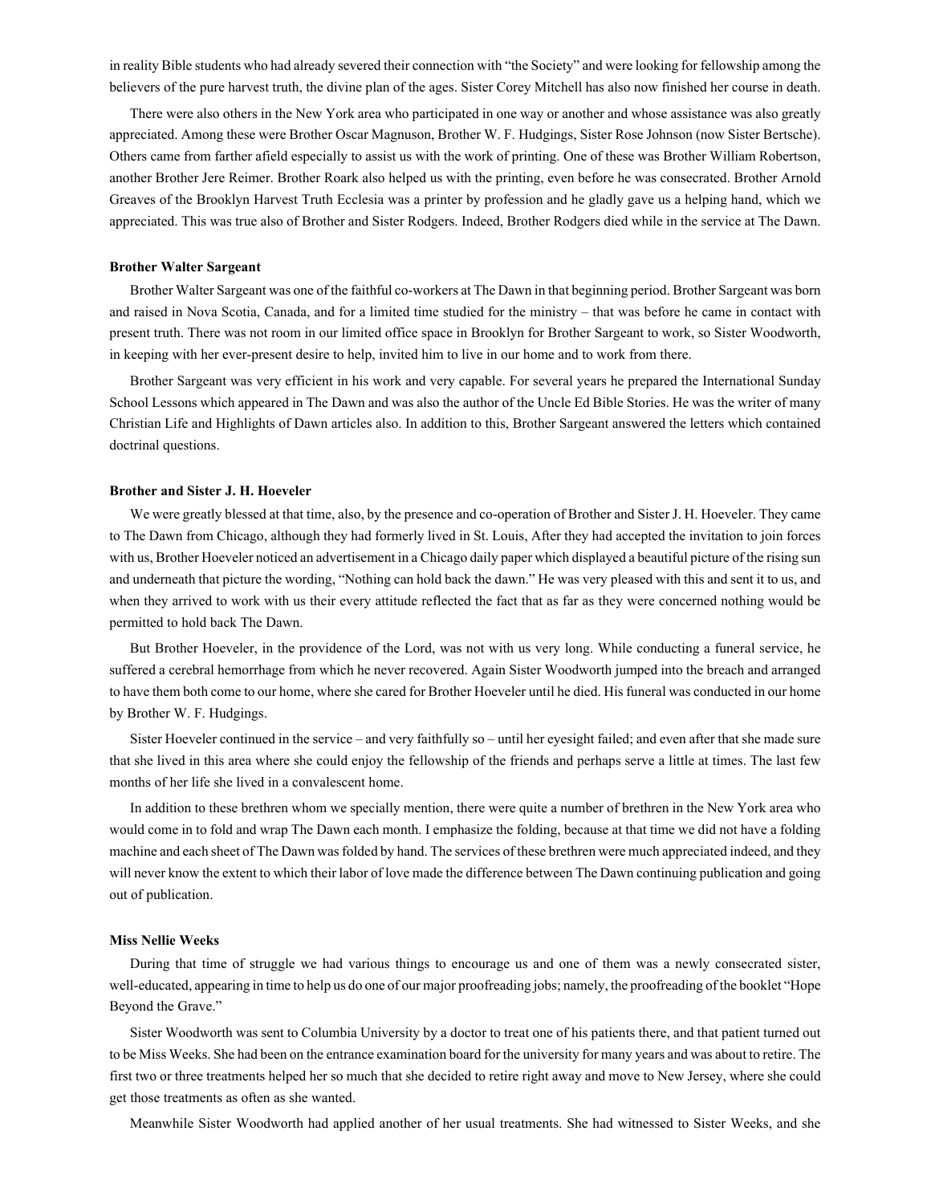in reality Bible students who had already severed their connection with "the Society" and were looking for fellowship among the believers of the pure harvest truth, the divine plan of the ages. Sister Corey Mitchell has also now finished her course in death.

There were also others in the New York area who participated in one way or another and whose assistance was also greatly appreciated. Among these were Brother Oscar Magnuson, Brother W. F. Hudgings, Sister Rose Johnson (now Sister Bertsche). Others came from farther afield especially to assist us with the work of printing. One of these was Brother William Robertson, another Brother Jere Reimer. Brother Roark also helped us with the printing, even before he was consecrated. Brother Arnold Greaves of the Brooklyn Harvest Truth Ecclesia was a printer by profession and he gladly gave us a helping hand, which we appreciated. This was true also of Brother and Sister Rodgers. Indeed, Brother Rodgers died while in the service at The Dawn.

**Brother Walter Sargeant**

Brother Walter Sargeant was one of the faithful co-workers at The Dawn in that beginning period. Brother Sargeant was born and raised in Nova Scotia, Canada, and for a limited time studied for the ministry – that was before he came in contact with present truth. There was not room in our limited office space in Brooklyn for Brother Sargeant to work, so Sister Woodworth, in keeping with her ever-present desire to help, invited him to live in our home and to work from there.

Brother Sargeant was very efficient in his work and very capable. For several years he prepared the International Sunday School Lessons which appeared in The Dawn and was also the author of the Uncle Ed Bible Stories. He was the writer of many Christian Life and Highlights of Dawn articles also. In addition to this, Brother Sargeant answered the letters which contained doctrinal questions.

**Brother and Sister J. H. Hoeveler**

We were greatly blessed at that time, also, by the presence and co-operation of Brother and Sister J. H. Hoeveler. They came to The Dawn from Chicago, although they had formerly lived in St. Louis, After they had accepted the invitation to join forces with us, Brother Hoeveler noticed an advertisement in a Chicago daily paper which displayed a beautiful picture of the rising sun and underneath that picture the wording, "Nothing can hold back the dawn." He was very pleased with this and sent it to us, and when they arrived to work with us their every attitude reflected the fact that as far as they were concerned nothing would be permitted to hold back The Dawn.

But Brother Hoeveler, in the providence of the Lord, was not with us very long. While conducting a funeral service, he suffered a cerebral hemorrhage from which he never recovered. Again Sister Woodworth jumped into the breach and arranged to have them both come to our home, where she cared for Brother Hoeveler until he died. His funeral was conducted in our home by Brother W. F. Hudgings.

Sister Hoeveler continued in the service – and very faithfully so – until her eyesight failed; and even after that she made sure that she lived in this area where she could enjoy the fellowship of the friends and perhaps serve a little at times. The last few months of her life she lived in a convalescent home.

In addition to these brethren whom we specially mention, there were quite a number of brethren in the New York area who would come in to fold and wrap The Dawn each month. I emphasize the folding, because at that time we did not have a folding machine and each sheet of The Dawn was folded by hand. The services of these brethren were much appreciated indeed, and they will never know the extent to which their labor of love made the difference between The Dawn continuing publication and going out of publication.

**Miss Nellie Weeks**

During that time of struggle we had various things to encourage us and one of them was a newly consecrated sister, well-educated, appearing in time to help us do one of our major proofreading jobs; namely, the proofreading of the booklet "Hope Beyond the Grave."

Sister Woodworth was sent to Columbia University by a doctor to treat one of his patients there, and that patient turned out to be Miss Weeks. She had been on the entrance examination board for the university for many years and was about to retire. The first two or three treatments helped her so much that she decided to retire right away and move to New Jersey, where she could get those treatments as often as she wanted.

Meanwhile Sister Woodworth had applied another of her usual treatments. She had witnessed to Sister Weeks, and she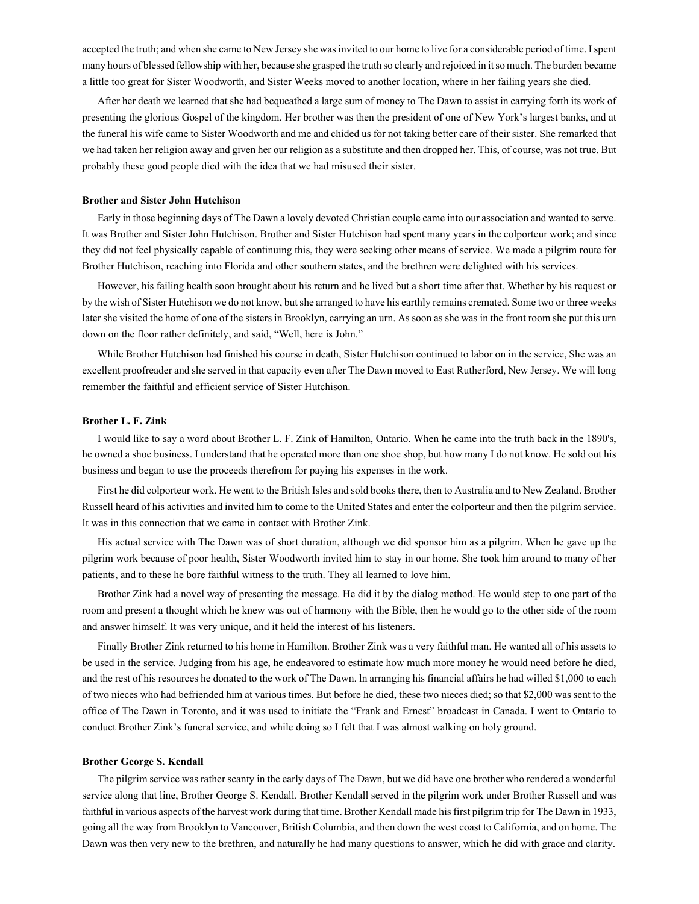accepted the truth; and when she came to New Jersey she was invited to our home to live for a considerable period of time. I spent many hours of blessed fellowship with her, because she grasped the truth so clearly and rejoiced in it so much. The burden became a little too great for Sister Woodworth, and Sister Weeks moved to another location, where in her failing years she died.

After her death we learned that she had bequeathed a large sum of money to The Dawn to assist in carrying forth its work of presenting the glorious Gospel of the kingdom. Her brother was then the president of one of New York's largest banks, and at the funeral his wife came to Sister Woodworth and me and chided us for not taking better care of their sister. She remarked that we had taken her religion away and given her our religion as a substitute and then dropped her. This, of course, was not true. But probably these good people died with the idea that we had misused their sister.

**Brother and Sister John Hutchison**

Early in those beginning days of The Dawn a lovely devoted Christian couple came into our association and wanted to serve. It was Brother and Sister John Hutchison. Brother and Sister Hutchison had spent many years in the colporteur work; and since they did not feel physically capable of continuing this, they were seeking other means of service. We made a pilgrim route for Brother Hutchison, reaching into Florida and other southern states, and the brethren were delighted with his services.

However, his failing health soon brought about his return and he lived but a short time after that. Whether by his request or by the wish of Sister Hutchison we do not know, but she arranged to have his earthly remains cremated. Some two or three weeks later she visited the home of one of the sisters in Brooklyn, carrying an urn. As soon as she was in the front room she put this urn down on the floor rather definitely, and said, "Well, here is John."

While Brother Hutchison had finished his course in death, Sister Hutchison continued to labor on in the service, She was an excellent proofreader and she served in that capacity even after The Dawn moved to East Rutherford, New Jersey. We will long remember the faithful and efficient service of Sister Hutchison.

**Brother L. F. Zink**

I would like to say a word about Brother L. F. Zink of Hamilton, Ontario. When he came into the truth back in the 1890's, he owned a shoe business. I understand that he operated more than one shoe shop, but how many I do not know. He sold out his business and began to use the proceeds therefrom for paying his expenses in the work.

First he did colporteur work. He went to the British Isles and sold books there, then to Australia and to New Zealand. Brother Russell heard of his activities and invited him to come to the United States and enter the colporteur and then the pilgrim service. It was in this connection that we came in contact with Brother Zink.

His actual service with The Dawn was of short duration, although we did sponsor him as a pilgrim. When he gave up the pilgrim work because of poor health, Sister Woodworth invited him to stay in our home. She took him around to many of her patients, and to these he bore faithful witness to the truth. They all learned to love him.

Brother Zink had a novel way of presenting the message. He did it by the dialog method. He would step to one part of the room and present a thought which he knew was out of harmony with the Bible, then he would go to the other side of the room and answer himself. It was very unique, and it held the interest of his listeners.

Finally Brother Zink returned to his home in Hamilton. Brother Zink was a very faithful man. He wanted all of his assets to be used in the service. Judging from his age, he endeavored to estimate how much more money he would need before he died, and the rest of his resources he donated to the work of The Dawn. In arranging his financial affairs he had willed $1,000 to each of two nieces who had befriended him at various times. But before he died, these two nieces died; so that $2,000 was sent to the office of The Dawn in Toronto, and it was used to initiate the "Frank and Ernest" broadcast in Canada. I went to Ontario to conduct Brother Zink's funeral service, and while doing so I felt that I was almost walking on holy ground.

**Brother George S. Kendall**

The pilgrim service was rather scanty in the early days of The Dawn, but we did have one brother who rendered a wonderful service along that line, Brother George S. Kendall. Brother Kendall served in the pilgrim work under Brother Russell and was faithful in various aspects of the harvest work during that time. Brother Kendall made his first pilgrim trip for The Dawn in 1933, going all the way from Brooklyn to Vancouver, British Columbia, and then down the west coast to California, and on home. The Dawn was then very new to the brethren, and naturally he had many questions to answer, which he did with grace and clarity.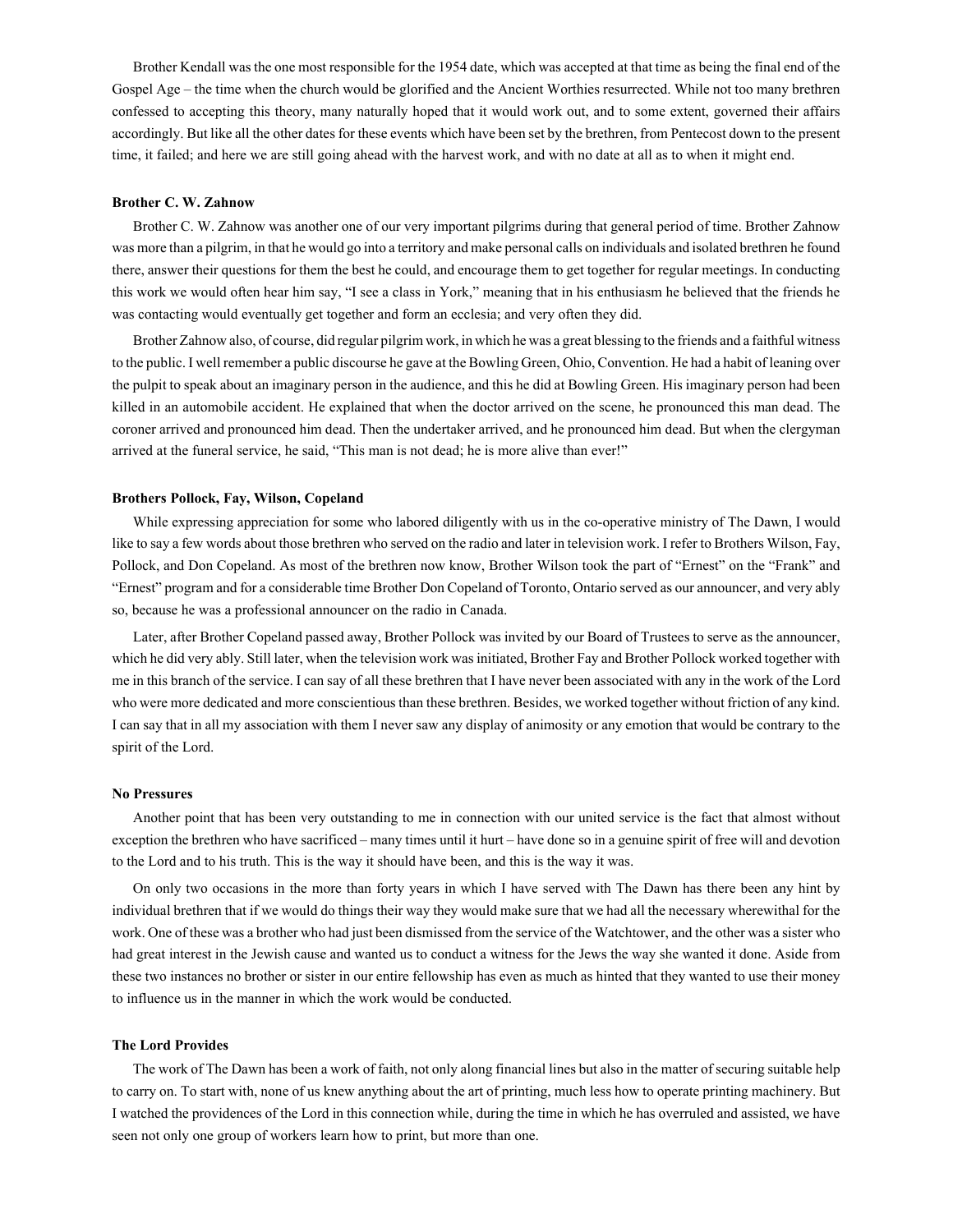Brother Kendall was the one most responsible for the 1954 date, which was accepted at that time as being the final end of the Gospel Age – the time when the church would be glorified and the Ancient Worthies resurrected. While not too many brethren confessed to accepting this theory, many naturally hoped that it would work out, and to some extent, governed their affairs accordingly. But like all the other dates for these events which have been set by the brethren, from Pentecost down to the present time, it failed; and here we are still going ahead with the harvest work, and with no date at all as to when it might end.

**Brother C. W. Zahnow**

Brother C. W. Zahnow was another one of our very important pilgrims during that general period of time. Brother Zahnow was more than a pilgrim, in that he would go into a territory and make personal calls on individuals and isolated brethren he found there, answer their questions for them the best he could, and encourage them to get together for regular meetings. In conducting this work we would often hear him say, "I see a class in York," meaning that in his enthusiasm he believed that the friends he was contacting would eventually get together and form an ecclesia; and very often they did.

Brother Zahnow also, of course, did regular pilgrim work, in which he was a great blessing to the friends and a faithful witness to the public. I well remember a public discourse he gave at the Bowling Green, Ohio, Convention. He had a habit of leaning over the pulpit to speak about an imaginary person in the audience, and this he did at Bowling Green. His imaginary person had been killed in an automobile accident. He explained that when the doctor arrived on the scene, he pronounced this man dead. The coroner arrived and pronounced him dead. Then the undertaker arrived, and he pronounced him dead. But when the clergyman arrived at the funeral service, he said, "This man is not dead; he is more alive than ever!"

**Brothers Pollock, Fay, Wilson, Copeland**

While expressing appreciation for some who labored diligently with us in the co-operative ministry of The Dawn, I would like to say a few words about those brethren who served on the radio and later in television work. I refer to Brothers Wilson, Fay, Pollock, and Don Copeland. As most of the brethren now know, Brother Wilson took the part of "Ernest" on the "Frank" and "Ernest" program and for a considerable time Brother Don Copeland of Toronto, Ontario served as our announcer, and very ably so, because he was a professional announcer on the radio in Canada.

Later, after Brother Copeland passed away, Brother Pollock was invited by our Board of Trustees to serve as the announcer, which he did very ably. Still later, when the television work was initiated, Brother Fay and Brother Pollock worked together with me in this branch of the service. I can say of all these brethren that I have never been associated with any in the work of the Lord who were more dedicated and more conscientious than these brethren. Besides, we worked together without friction of any kind. I can say that in all my association with them I never saw any display of animosity or any emotion that would be contrary to the spirit of the Lord.

**No Pressures**

Another point that has been very outstanding to me in connection with our united service is the fact that almost without exception the brethren who have sacrificed – many times until it hurt – have done so in a genuine spirit of free will and devotion to the Lord and to his truth. This is the way it should have been, and this is the way it was.

On only two occasions in the more than forty years in which I have served with The Dawn has there been any hint by individual brethren that if we would do things their way they would make sure that we had all the necessary wherewithal for the work. One of these was a brother who had just been dismissed from the service of the Watchtower, and the other was a sister who had great interest in the Jewish cause and wanted us to conduct a witness for the Jews the way she wanted it done. Aside from these two instances no brother or sister in our entire fellowship has even as much as hinted that they wanted to use their money to influence us in the manner in which the work would be conducted.

**The Lord Provides**

The work of The Dawn has been a work of faith, not only along financial lines but also in the matter of securing suitable help to carry on. To start with, none of us knew anything about the art of printing, much less how to operate printing machinery. But I watched the providences of the Lord in this connection while, during the time in which he has overruled and assisted, we have seen not only one group of workers learn how to print, but more than one.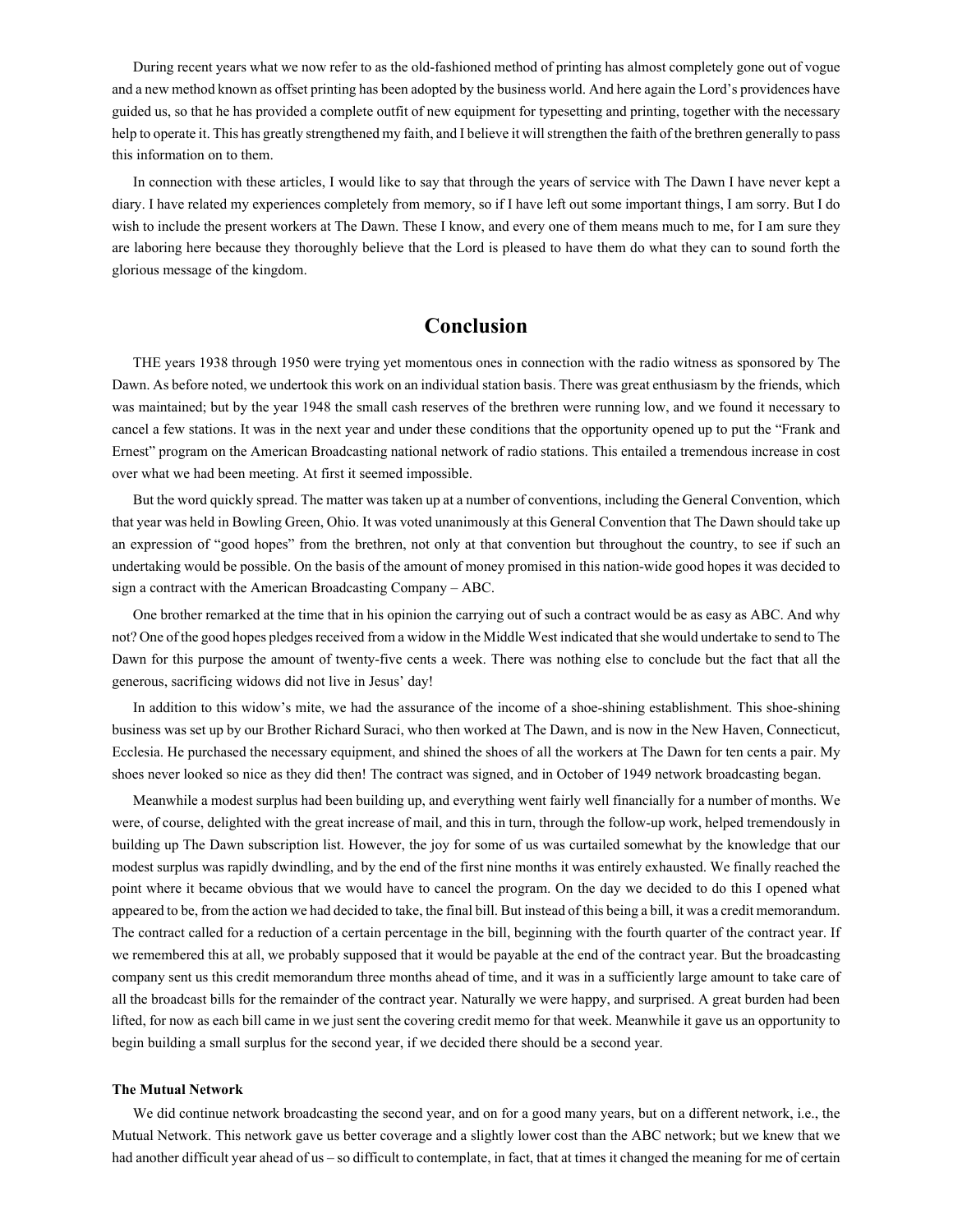During recent years what we now refer to as the old-fashioned method of printing has almost completely gone out of vogue and a new method known as offset printing has been adopted by the business world. And here again the Lord's providences have guided us, so that he has provided a complete outfit of new equipment for typesetting and printing, together with the necessary help to operate it. This has greatly strengthened my faith, and I believe it will strengthen the faith of the brethren generally to pass this information on to them.

In connection with these articles, I would like to say that through the years of service with The Dawn I have never kept a diary. I have related my experiences completely from memory, so if I have left out some important things, I am sorry. But I do wish to include the present workers at The Dawn. These I know, and every one of them means much to me, for I am sure they are laboring here because they thoroughly believe that the Lord is pleased to have them do what they can to sound forth the glorious message of the kingdom.

## Conclusion

THE years 1938 through 1950 were trying yet momentous ones in connection with the radio witness as sponsored by The Dawn. As before noted, we undertook this work on an individual station basis. There was great enthusiasm by the friends, which was maintained; but by the year 1948 the small cash reserves of the brethren were running low, and we found it necessary to cancel a few stations. It was in the next year and under these conditions that the opportunity opened up to put the "Frank and Ernest" program on the American Broadcasting national network of radio stations. This entailed a tremendous increase in cost over what we had been meeting. At first it seemed impossible.

But the word quickly spread. The matter was taken up at a number of conventions, including the General Convention, which that year was held in Bowling Green, Ohio. It was voted unanimously at this General Convention that The Dawn should take up an expression of "good hopes" from the brethren, not only at that convention but throughout the country, to see if such an undertaking would be possible. On the basis of the amount of money promised in this nation-wide good hopes it was decided to sign a contract with the American Broadcasting Company – ABC.

One brother remarked at the time that in his opinion the carrying out of such a contract would be as easy as ABC. And why not? One of the good hopes pledges received from a widow in the Middle West indicated that she would undertake to send to The Dawn for this purpose the amount of twenty-five cents a week. There was nothing else to conclude but the fact that all the generous, sacrificing widows did not live in Jesus' day!

In addition to this widow's mite, we had the assurance of the income of a shoe-shining establishment. This shoe-shining business was set up by our Brother Richard Suraci, who then worked at The Dawn, and is now in the New Haven, Connecticut, Ecclesia. He purchased the necessary equipment, and shined the shoes of all the workers at The Dawn for ten cents a pair. My shoes never looked so nice as they did then! The contract was signed, and in October of 1949 network broadcasting began.

Meanwhile a modest surplus had been building up, and everything went fairly well financially for a number of months. We were, of course, delighted with the great increase of mail, and this in turn, through the follow-up work, helped tremendously in building up The Dawn subscription list. However, the joy for some of us was curtailed somewhat by the knowledge that our modest surplus was rapidly dwindling, and by the end of the first nine months it was entirely exhausted. We finally reached the point where it became obvious that we would have to cancel the program. On the day we decided to do this I opened what appeared to be, from the action we had decided to take, the final bill. But instead of this being a bill, it was a credit memorandum. The contract called for a reduction of a certain percentage in the bill, beginning with the fourth quarter of the contract year. If we remembered this at all, we probably supposed that it would be payable at the end of the contract year. But the broadcasting company sent us this credit memorandum three months ahead of time, and it was in a sufficiently large amount to take care of all the broadcast bills for the remainder of the contract year. Naturally we were happy, and surprised. A great burden had been lifted, for now as each bill came in we just sent the covering credit memo for that week. Meanwhile it gave us an opportunity to begin building a small surplus for the second year, if we decided there should be a second year.

#### The Mutual Network

We did continue network broadcasting the second year, and on for a good many years, but on a different network, i.e., the Mutual Network. This network gave us better coverage and a slightly lower cost than the ABC network; but we knew that we had another difficult year ahead of us – so difficult to contemplate, in fact, that at times it changed the meaning for me of certain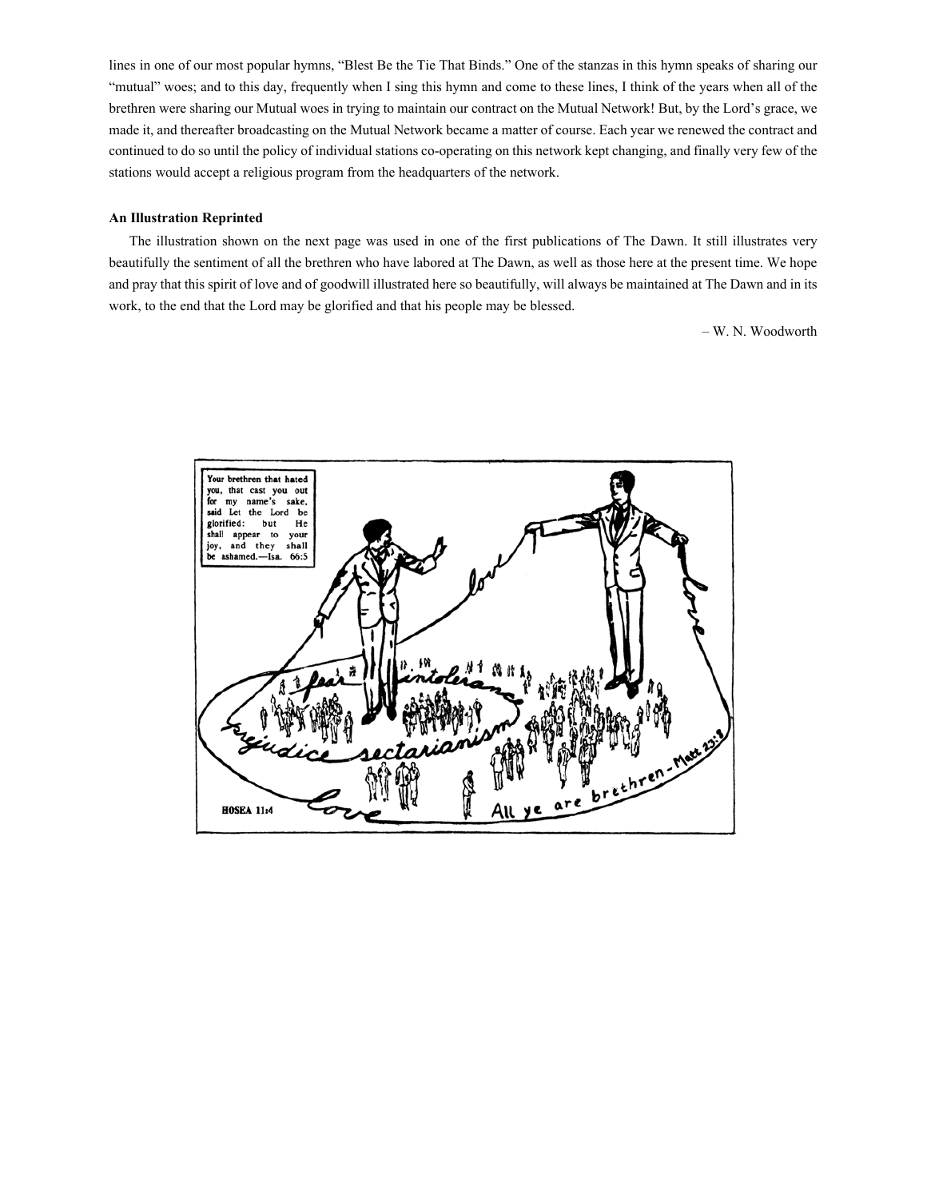lines in one of our most popular hymns, "Blest Be the Tie That Binds." One of the stanzas in this hymn speaks of sharing our "mutual" woes; and to this day, frequently when I sing this hymn and come to these lines, I think of the years when all of the brethren were sharing our Mutual woes in trying to maintain our contract on the Mutual Network! But, by the Lord's grace, we made it, and thereafter broadcasting on the Mutual Network became a matter of course. Each year we renewed the contract and continued to do so until the policy of individual stations co-operating on this network kept changing, and finally very few of the stations would accept a religious program from the headquarters of the network.

**An Illustration Reprinted**

The illustration shown on the next page was used in one of the first publications of The Dawn. It still illustrates very beautifully the sentiment of all the brethren who have labored at The Dawn, as well as those here at the present time. We hope and pray that this spirit of love and of goodwill illustrated here so beautifully, will always be maintained at The Dawn and in its work, to the end that the Lord may be glorified and that his people may be blessed.

– W. N. Woodworth

Your brethren that hated you, that cast you out for my name's sake, said Let the Lord be glorified: but He shall appear to your joy, and they shall be ashamed.—Isa. 66:5

love

love

fear

intolerance

prejudice

sectarianism

love

All ye are brethren – Matt 23:8

HOSEA 11:4